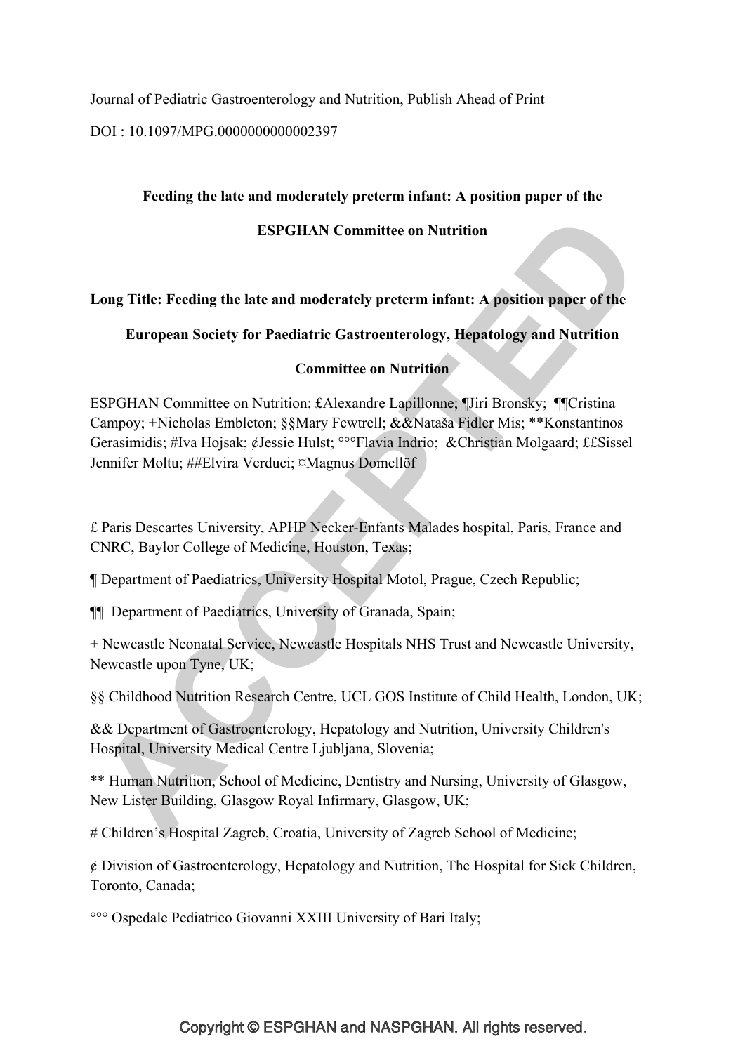Journal of Pediatric Gastroenterology and Nutrition, Publish Ahead of Print

DOI : 10.1097/MPG.0000000000002397

**Feeding the late and moderately preterm infant: A position paper of the ESPGHAN Committee on Nutrition**

**Long Title: Feeding the late and moderately preterm infant: A position paper of the European Society for Paediatric Gastroenterology, Hepatology and Nutrition Committee on Nutrition**

ESPGHAN Committee on Nutrition: £Alexandre Lapillonne; ¶Jiri Bronsky; ¶¶Cristina Campoy; +Nicholas Embleton; §§Mary Fewtrell; &&Nataša Fidler Mis; **Konstantinos Gerasimidis; #Iva Hojsak; ¢Jessie Hulst; °°°Flavia Indrio; &Christian Molgaard; ££Sissel Jennifer Moltu; ##Elvira Verduci; ¤Magnus Domellöf

£ Paris Descartes University, APHP Necker-Enfants Malades hospital, Paris, France and CNRC, Baylor College of Medicine, Houston, Texas;

¶ Department of Paediatrics, University Hospital Motol, Prague, Czech Republic;

¶¶ Department of Paediatrics, University of Granada, Spain;

+ Newcastle Neonatal Service, Newcastle Hospitals NHS Trust and Newcastle University, Newcastle upon Tyne, UK;

§§ Childhood Nutrition Research Centre, UCL GOS Institute of Child Health, London, UK;

&& Department of Gastroenterology, Hepatology and Nutrition, University Children's Hospital, University Medical Centre Ljubljana, Slovenia;

** Human Nutrition, School of Medicine, Dentistry and Nursing, University of Glasgow, New Lister Building, Glasgow Royal Infirmary, Glasgow, UK;

# Children's Hospital Zagreb, Croatia, University of Zagreb School of Medicine;

¢ Division of Gastroenterology, Hepatology and Nutrition, The Hospital for Sick Children, Toronto, Canada;

°°° Ospedale Pediatrico Giovanni XXIII University of Bari Italy;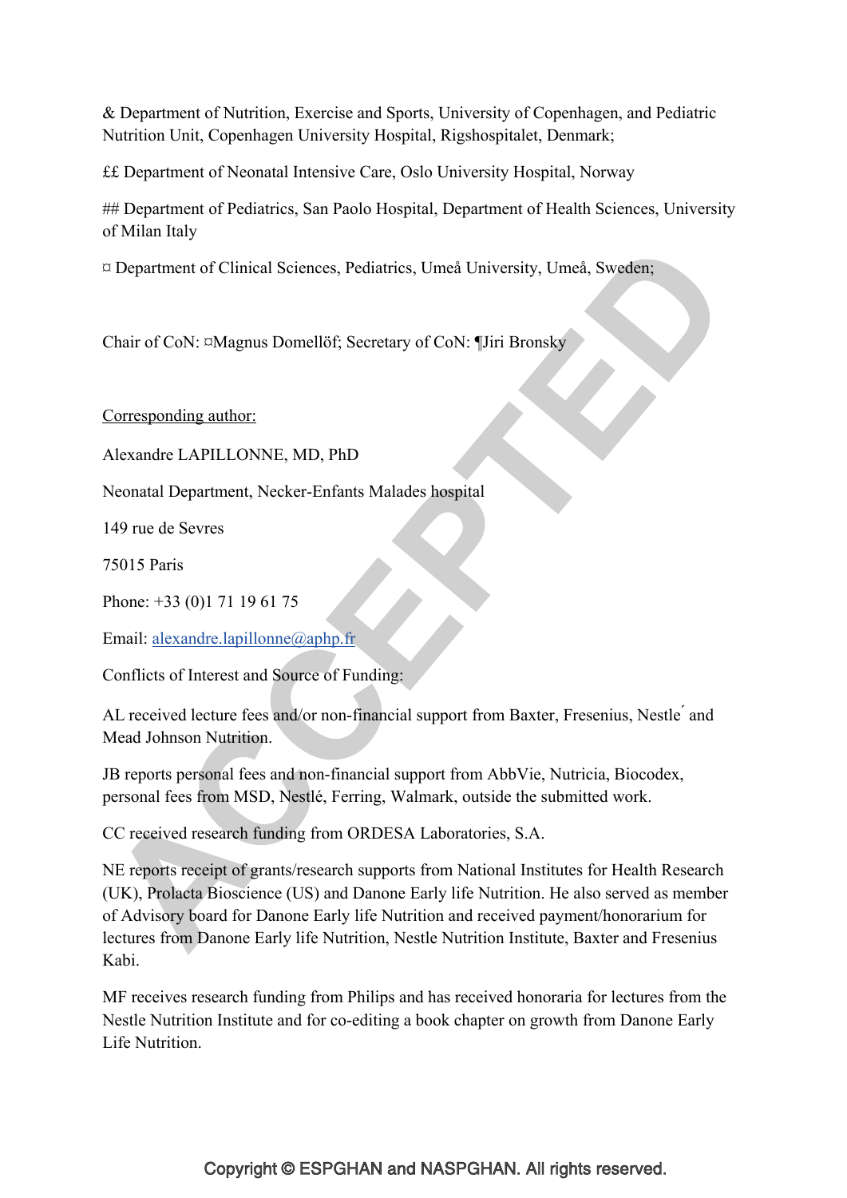& Department of Nutrition, Exercise and Sports, University of Copenhagen, and Pediatric Nutrition Unit, Copenhagen University Hospital, Rigshospitalet, Denmark;

££ Department of Neonatal Intensive Care, Oslo University Hospital, Norway

## Department of Pediatrics, San Paolo Hospital, Department of Health Sciences, University of Milan Italy

¤ Department of Clinical Sciences, Pediatrics, Umeå University, Umeå, Sweden;

Chair of CoN: ¤Magnus Domellöf; Secretary of CoN: ¶Jiri Bronsky

Corresponding author:

Alexandre LAPILLONNE, MD, PhD

Neonatal Department, Necker-Enfants Malades hospital

149 rue de Sevres

75015 Paris

Phone: +33 (0)1 71 19 61 75

Email: alexandre.lapillonne@aphp.fr

Conflicts of Interest and Source of Funding:

AL received lecture fees and/or non-financial support from Baxter, Fresenius, Nestle ́ and Mead Johnson Nutrition.

JB reports personal fees and non-financial support from AbbVie, Nutricia, Biocodex, personal fees from MSD, Nestlé, Ferring, Walmark, outside the submitted work.

CC received research funding from ORDESA Laboratories, S.A.

NE reports receipt of grants/research supports from National Institutes for Health Research (UK), Prolacta Bioscience (US) and Danone Early life Nutrition. He also served as member of Advisory board for Danone Early life Nutrition and received payment/honorarium for lectures from Danone Early life Nutrition, Nestle Nutrition Institute, Baxter and Fresenius Kabi.

MF receives research funding from Philips and has received honoraria for lectures from the Nestle Nutrition Institute and for co-editing a book chapter on growth from Danone Early Life Nutrition.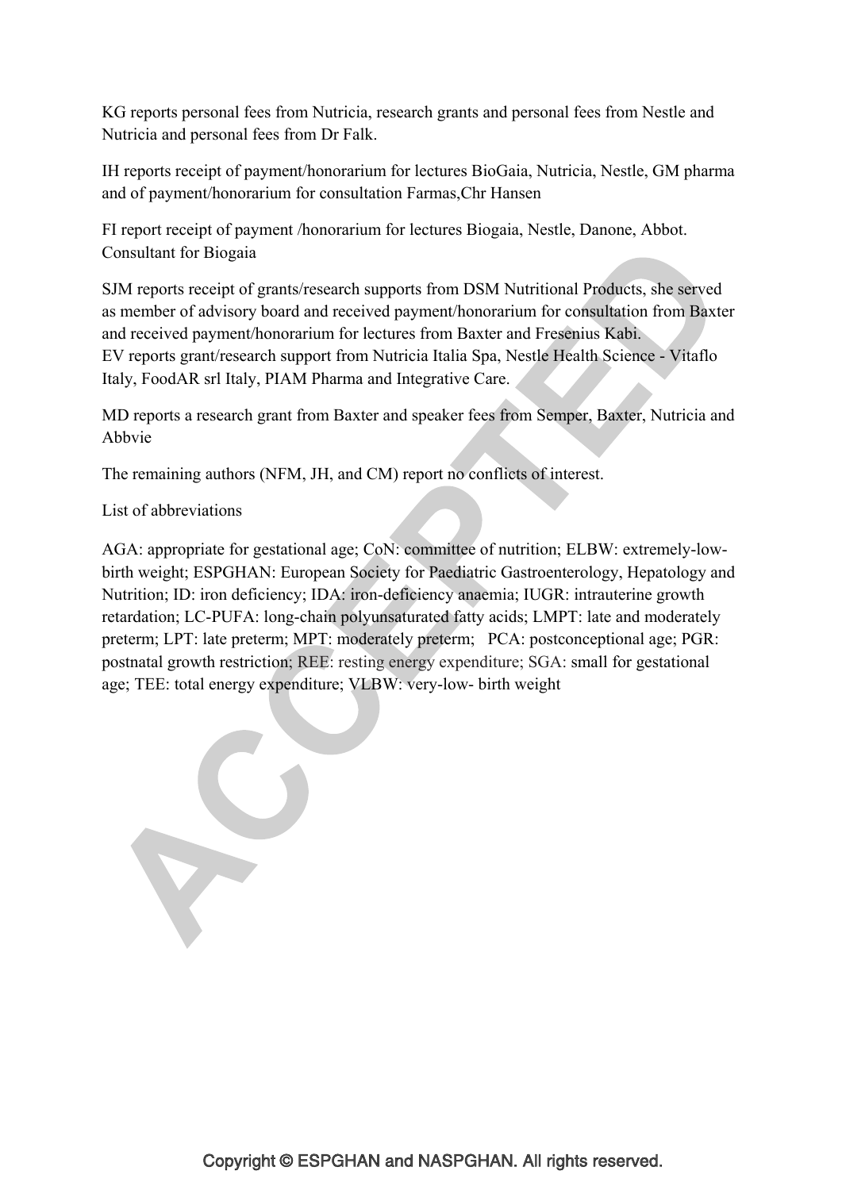KG reports personal fees from Nutricia, research grants and personal fees from Nestle and Nutricia and personal fees from Dr Falk.

IH reports receipt of payment/honorarium for lectures BioGaia, Nutricia, Nestle, GM pharma and of payment/honorarium for consultation Farmas,Chr Hansen

FI report receipt of payment /honorarium for lectures Biogaia, Nestle, Danone, Abbot. Consultant for Biogaia

SJM reports receipt of grants/research supports from DSM Nutritional Products, she served as member of advisory board and received payment/honorarium for consultation from Baxter and received payment/honorarium for lectures from Baxter and Fresenius Kabi.
EV reports grant/research support from Nutricia Italia Spa, Nestle Health Science - Vitaflo Italy, FoodAR srl Italy, PIAM Pharma and Integrative Care.

MD reports a research grant from Baxter and speaker fees from Semper, Baxter, Nutricia and Abbvie

The remaining authors (NFM, JH, and CM) report no conflicts of interest.

List of abbreviations

AGA: appropriate for gestational age; CoN: committee of nutrition; ELBW: extremely-low-birth weight; ESPGHAN: European Society for Paediatric Gastroenterology, Hepatology and Nutrition; ID: iron deficiency; IDA: iron-deficiency anaemia; IUGR: intrauterine growth retardation; LC-PUFA: long-chain polyunsaturated fatty acids; LMPT: late and moderately preterm; LPT: late preterm; MPT: moderately preterm; PCA: postconceptional age; PGR: postnatal growth restriction; REE: resting energy expenditure; SGA: small for gestational age; TEE: total energy expenditure; VLBW: very-low- birth weight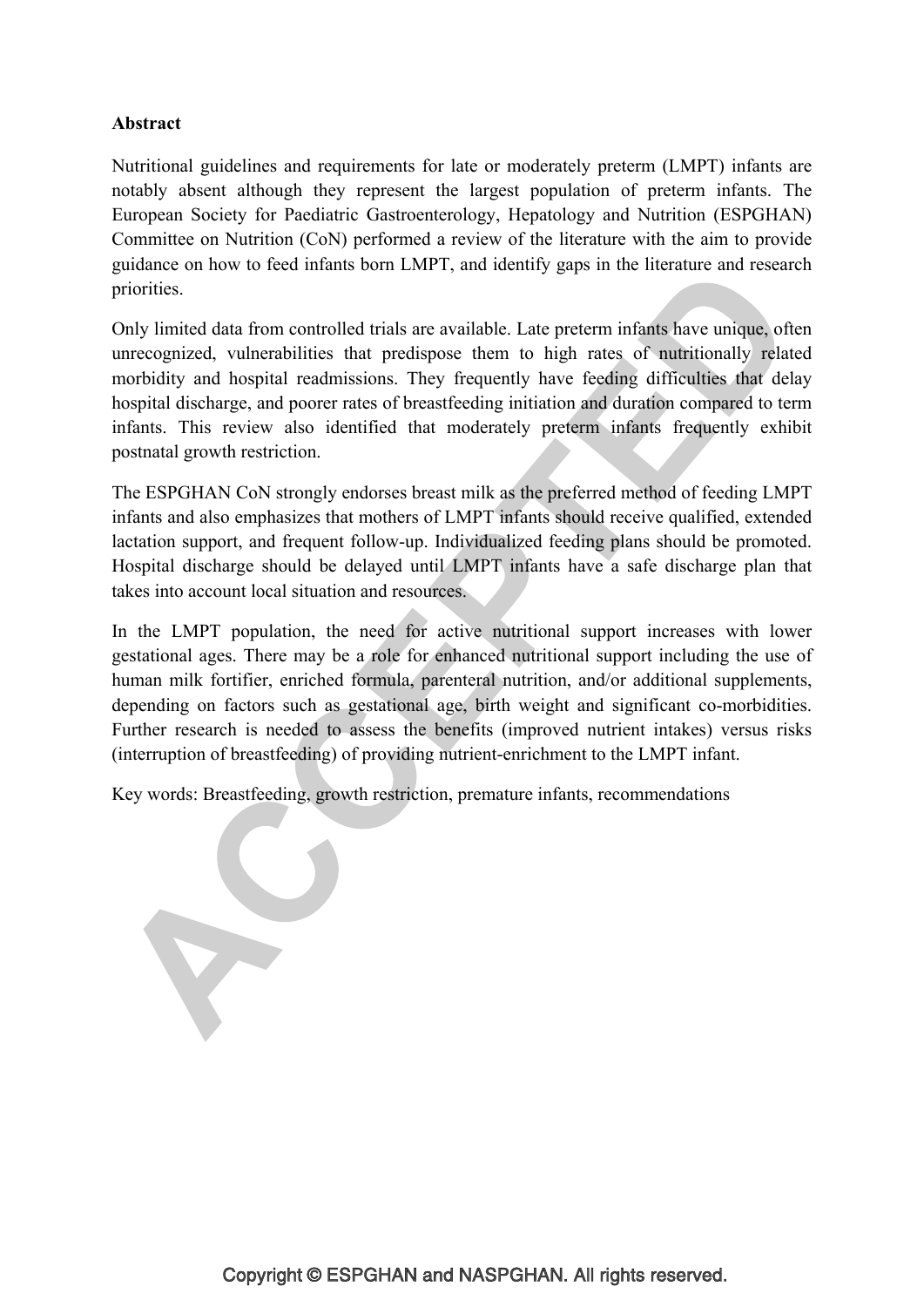## Abstract

Nutritional guidelines and requirements for late or moderately preterm (LMPT) infants are notably absent although they represent the largest population of preterm infants. The European Society for Paediatric Gastroenterology, Hepatology and Nutrition (ESPGHAN) Committee on Nutrition (CoN) performed a review of the literature with the aim to provide guidance on how to feed infants born LMPT, and identify gaps in the literature and research priorities.

Only limited data from controlled trials are available. Late preterm infants have unique, often unrecognized, vulnerabilities that predispose them to high rates of nutritionally related morbidity and hospital readmissions. They frequently have feeding difficulties that delay hospital discharge, and poorer rates of breastfeeding initiation and duration compared to term infants. This review also identified that moderately preterm infants frequently exhibit postnatal growth restriction.

The ESPGHAN CoN strongly endorses breast milk as the preferred method of feeding LMPT infants and also emphasizes that mothers of LMPT infants should receive qualified, extended lactation support, and frequent follow-up. Individualized feeding plans should be promoted. Hospital discharge should be delayed until LMPT infants have a safe discharge plan that takes into account local situation and resources.

In the LMPT population, the need for active nutritional support increases with lower gestational ages. There may be a role for enhanced nutritional support including the use of human milk fortifier, enriched formula, parenteral nutrition, and/or additional supplements, depending on factors such as gestational age, birth weight and significant co-morbidities. Further research is needed to assess the benefits (improved nutrient intakes) versus risks (interruption of breastfeeding) of providing nutrient-enrichment to the LMPT infant.

Key words: Breastfeeding, growth restriction, premature infants, recommendations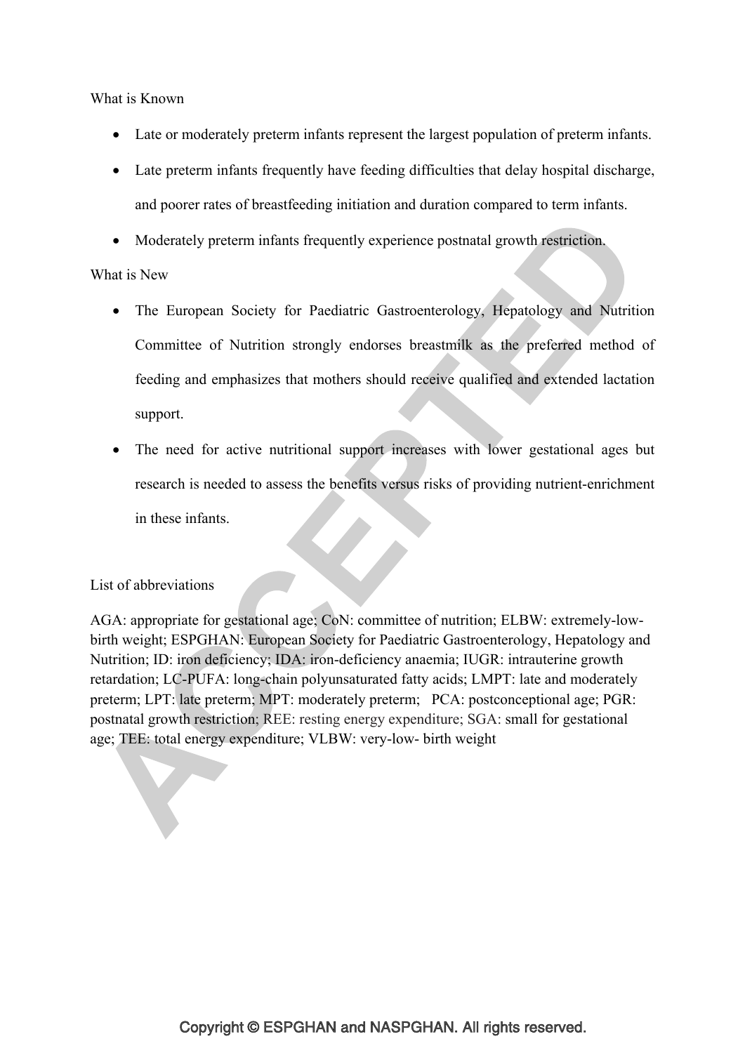What is Known

- Late or moderately preterm infants represent the largest population of preterm infants.
- Late preterm infants frequently have feeding difficulties that delay hospital discharge, and poorer rates of breastfeeding initiation and duration compared to term infants.
- Moderately preterm infants frequently experience postnatal growth restriction.

What is New

- The European Society for Paediatric Gastroenterology, Hepatology and Nutrition Committee of Nutrition strongly endorses breastmilk as the preferred method of feeding and emphasizes that mothers should receive qualified and extended lactation support.
- The need for active nutritional support increases with lower gestational ages but research is needed to assess the benefits versus risks of providing nutrient-enrichment in these infants.

List of abbreviations

AGA: appropriate for gestational age; CoN: committee of nutrition; ELBW: extremely-low-birth weight; ESPGHAN: European Society for Paediatric Gastroenterology, Hepatology and Nutrition; ID: iron deficiency; IDA: iron-deficiency anaemia; IUGR: intrauterine growth retardation; LC-PUFA: long-chain polyunsaturated fatty acids; LMPT: late and moderately preterm; LPT: late preterm; MPT: moderately preterm; PCA: postconceptional age; PGR: postnatal growth restriction; REE: resting energy expenditure; SGA: small for gestational age; TEE: total energy expenditure; VLBW: very-low- birth weight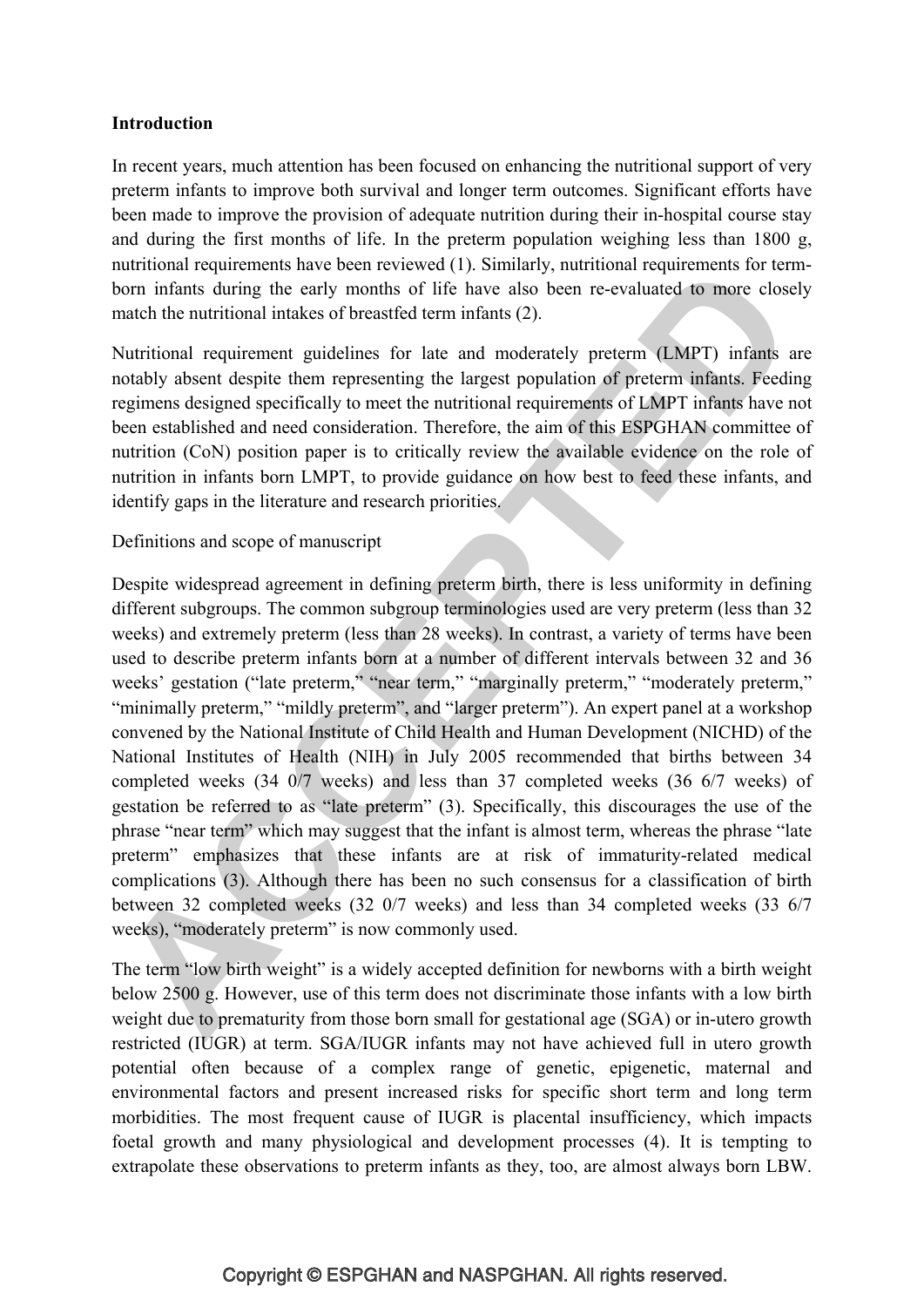## Introduction

In recent years, much attention has been focused on enhancing the nutritional support of very preterm infants to improve both survival and longer term outcomes. Significant efforts have been made to improve the provision of adequate nutrition during their in-hospital course stay and during the first months of life. In the preterm population weighing less than 1800 g, nutritional requirements have been reviewed (1). Similarly, nutritional requirements for term-born infants during the early months of life have also been re-evaluated to more closely match the nutritional intakes of breastfed term infants (2).

Nutritional requirement guidelines for late and moderately preterm (LMPT) infants are notably absent despite them representing the largest population of preterm infants. Feeding regimens designed specifically to meet the nutritional requirements of LMPT infants have not been established and need consideration. Therefore, the aim of this ESPGHAN committee of nutrition (CoN) position paper is to critically review the available evidence on the role of nutrition in infants born LMPT, to provide guidance on how best to feed these infants, and identify gaps in the literature and research priorities.

Definitions and scope of manuscript

Despite widespread agreement in defining preterm birth, there is less uniformity in defining different subgroups. The common subgroup terminologies used are very preterm (less than 32 weeks) and extremely preterm (less than 28 weeks). In contrast, a variety of terms have been used to describe preterm infants born at a number of different intervals between 32 and 36 weeks' gestation ("late preterm," "near term," "marginally preterm," "moderately preterm," "minimally preterm," "mildly preterm", and "larger preterm"). An expert panel at a workshop convened by the National Institute of Child Health and Human Development (NICHD) of the National Institutes of Health (NIH) in July 2005 recommended that births between 34 completed weeks (34 0/7 weeks) and less than 37 completed weeks (36 6/7 weeks) of gestation be referred to as "late preterm" (3). Specifically, this discourages the use of the phrase "near term" which may suggest that the infant is almost term, whereas the phrase "late preterm" emphasizes that these infants are at risk of immaturity-related medical complications (3). Although there has been no such consensus for a classification of birth between 32 completed weeks (32 0/7 weeks) and less than 34 completed weeks (33 6/7 weeks), "moderately preterm" is now commonly used.

The term "low birth weight" is a widely accepted definition for newborns with a birth weight below 2500 g. However, use of this term does not discriminate those infants with a low birth weight due to prematurity from those born small for gestational age (SGA) or in-utero growth restricted (IUGR) at term. SGA/IUGR infants may not have achieved full in utero growth potential often because of a complex range of genetic, epigenetic, maternal and environmental factors and present increased risks for specific short term and long term morbidities. The most frequent cause of IUGR is placental insufficiency, which impacts foetal growth and many physiological and development processes (4). It is tempting to extrapolate these observations to preterm infants as they, too, are almost always born LBW.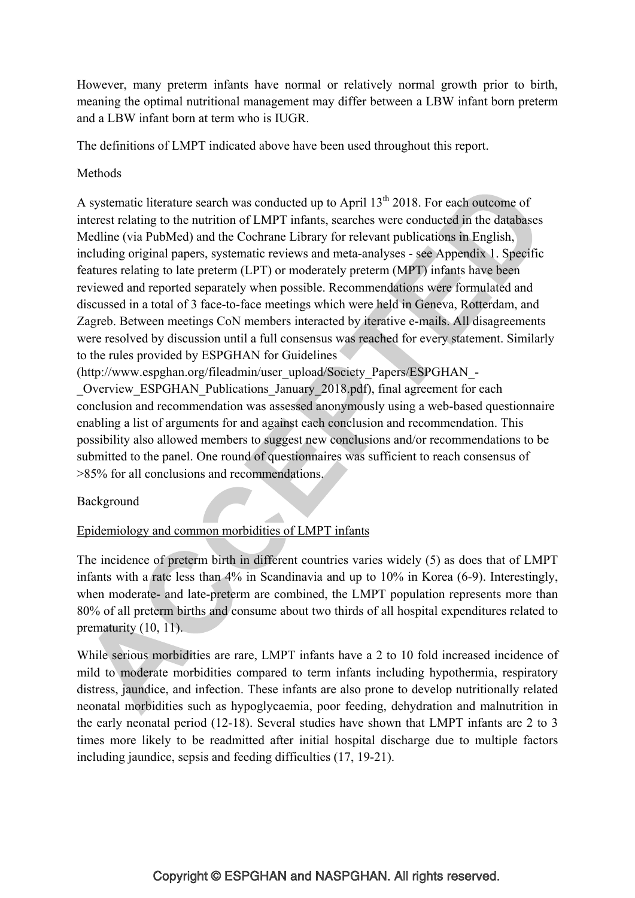However, many preterm infants have normal or relatively normal growth prior to birth, meaning the optimal nutritional management may differ between a LBW infant born preterm and a LBW infant born at term who is IUGR.

The definitions of LMPT indicated above have been used throughout this report.

## Methods

A systematic literature search was conducted up to April 13th 2018. For each outcome of interest relating to the nutrition of LMPT infants, searches were conducted in the databases Medline (via PubMed) and the Cochrane Library for relevant publications in English, including original papers, systematic reviews and meta-analyses - see Appendix 1. Specific features relating to late preterm (LPT) or moderately preterm (MPT) infants have been reviewed and reported separately when possible. Recommendations were formulated and discussed in a total of 3 face-to-face meetings which were held in Geneva, Rotterdam, and Zagreb. Between meetings CoN members interacted by iterative e-mails. All disagreements were resolved by discussion until a full consensus was reached for every statement. Similarly to the rules provided by ESPGHAN for Guidelines (http://www.espghan.org/fileadmin/user_upload/Society_Papers/ESPGHAN_-_Overview_ESPGHAN_Publications_January_2018.pdf), final agreement for each conclusion and recommendation was assessed anonymously using a web-based questionnaire enabling a list of arguments for and against each conclusion and recommendation. This possibility also allowed members to suggest new conclusions and/or recommendations to be submitted to the panel. One round of questionnaires was sufficient to reach consensus of >85% for all conclusions and recommendations.

## Background

### Epidemiology and common morbidities of LMPT infants

The incidence of preterm birth in different countries varies widely (5) as does that of LMPT infants with a rate less than 4% in Scandinavia and up to 10% in Korea (6-9). Interestingly, when moderate- and late-preterm are combined, the LMPT population represents more than 80% of all preterm births and consume about two thirds of all hospital expenditures related to prematurity (10, 11).

While serious morbidities are rare, LMPT infants have a 2 to 10 fold increased incidence of mild to moderate morbidities compared to term infants including hypothermia, respiratory distress, jaundice, and infection. These infants are also prone to develop nutritionally related neonatal morbidities such as hypoglycaemia, poor feeding, dehydration and malnutrition in the early neonatal period (12-18). Several studies have shown that LMPT infants are 2 to 3 times more likely to be readmitted after initial hospital discharge due to multiple factors including jaundice, sepsis and feeding difficulties (17, 19-21).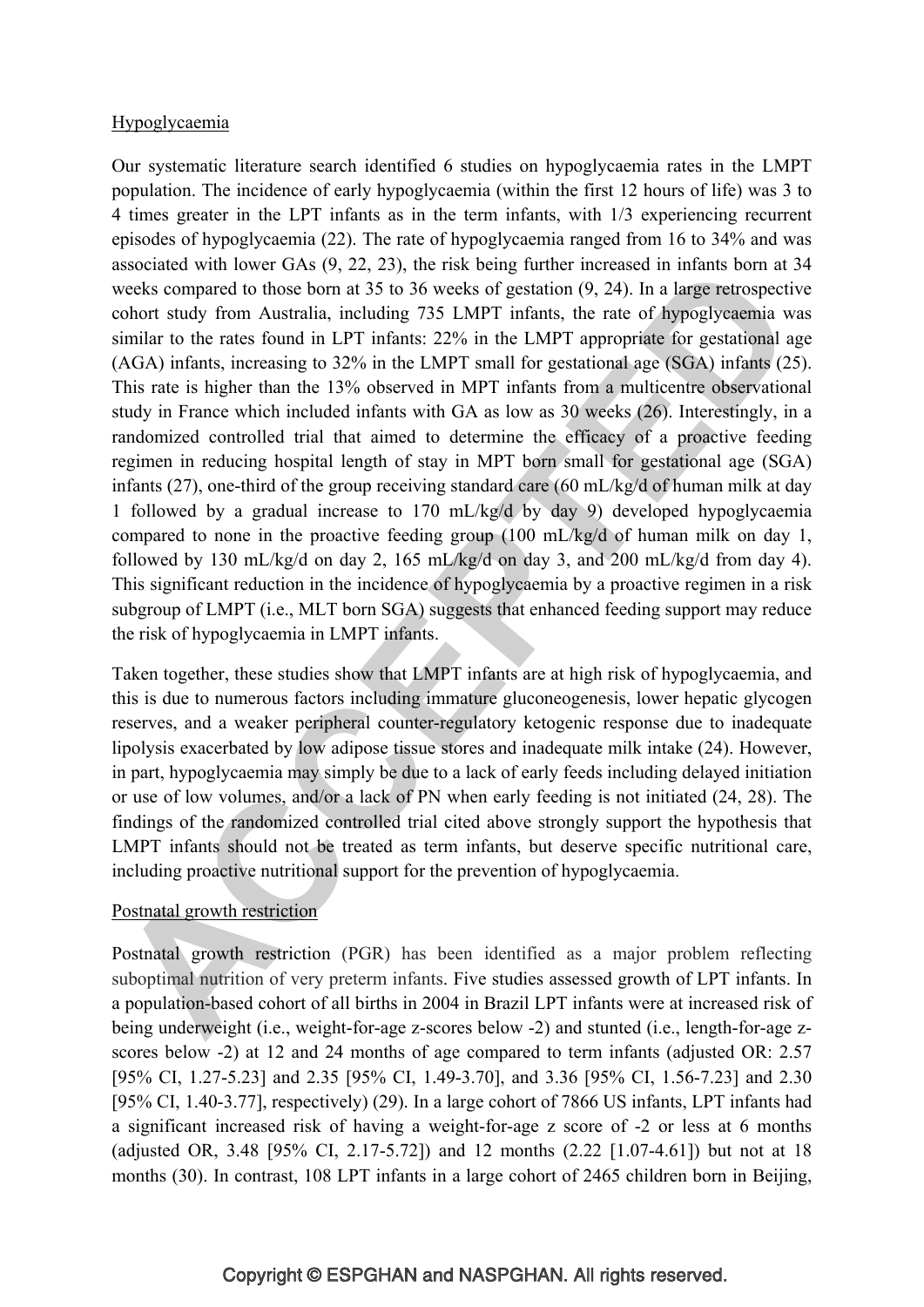Hypoglycaemia

Our systematic literature search identified 6 studies on hypoglycaemia rates in the LMPT population. The incidence of early hypoglycaemia (within the first 12 hours of life) was 3 to 4 times greater in the LPT infants as in the term infants, with 1/3 experiencing recurrent episodes of hypoglycaemia (22). The rate of hypoglycaemia ranged from 16 to 34% and was associated with lower GAs (9, 22, 23), the risk being further increased in infants born at 34 weeks compared to those born at 35 to 36 weeks of gestation (9, 24). In a large retrospective cohort study from Australia, including 735 LMPT infants, the rate of hypoglycaemia was similar to the rates found in LPT infants: 22% in the LMPT appropriate for gestational age (AGA) infants, increasing to 32% in the LMPT small for gestational age (SGA) infants (25). This rate is higher than the 13% observed in MPT infants from a multicentre observational study in France which included infants with GA as low as 30 weeks (26). Interestingly, in a randomized controlled trial that aimed to determine the efficacy of a proactive feeding regimen in reducing hospital length of stay in MPT born small for gestational age (SGA) infants (27), one-third of the group receiving standard care (60 mL/kg/d of human milk at day 1 followed by a gradual increase to 170 mL/kg/d by day 9) developed hypoglycaemia compared to none in the proactive feeding group (100 mL/kg/d of human milk on day 1, followed by 130 mL/kg/d on day 2, 165 mL/kg/d on day 3, and 200 mL/kg/d from day 4). This significant reduction in the incidence of hypoglycaemia by a proactive regimen in a risk subgroup of LMPT (i.e., MLT born SGA) suggests that enhanced feeding support may reduce the risk of hypoglycaemia in LMPT infants.

Taken together, these studies show that LMPT infants are at high risk of hypoglycaemia, and this is due to numerous factors including immature gluconeogenesis, lower hepatic glycogen reserves, and a weaker peripheral counter-regulatory ketogenic response due to inadequate lipolysis exacerbated by low adipose tissue stores and inadequate milk intake (24). However, in part, hypoglycaemia may simply be due to a lack of early feeds including delayed initiation or use of low volumes, and/or a lack of PN when early feeding is not initiated (24, 28). The findings of the randomized controlled trial cited above strongly support the hypothesis that LMPT infants should not be treated as term infants, but deserve specific nutritional care, including proactive nutritional support for the prevention of hypoglycaemia.

Postnatal growth restriction

Postnatal growth restriction (PGR) has been identified as a major problem reflecting suboptimal nutrition of very preterm infants. Five studies assessed growth of LPT infants. In a population-based cohort of all births in 2004 in Brazil LPT infants were at increased risk of being underweight (i.e., weight-for-age z-scores below -2) and stunted (i.e., length-for-age z-scores below -2) at 12 and 24 months of age compared to term infants (adjusted OR: 2.57 [95% CI, 1.27-5.23] and 2.35 [95% CI, 1.49-3.70], and 3.36 [95% CI, 1.56-7.23] and 2.30 [95% CI, 1.40-3.77], respectively) (29). In a large cohort of 7866 US infants, LPT infants had a significant increased risk of having a weight-for-age z score of -2 or less at 6 months (adjusted OR, 3.48 [95% CI, 2.17-5.72]) and 12 months (2.22 [1.07-4.61]) but not at 18 months (30). In contrast, 108 LPT infants in a large cohort of 2465 children born in Beijing,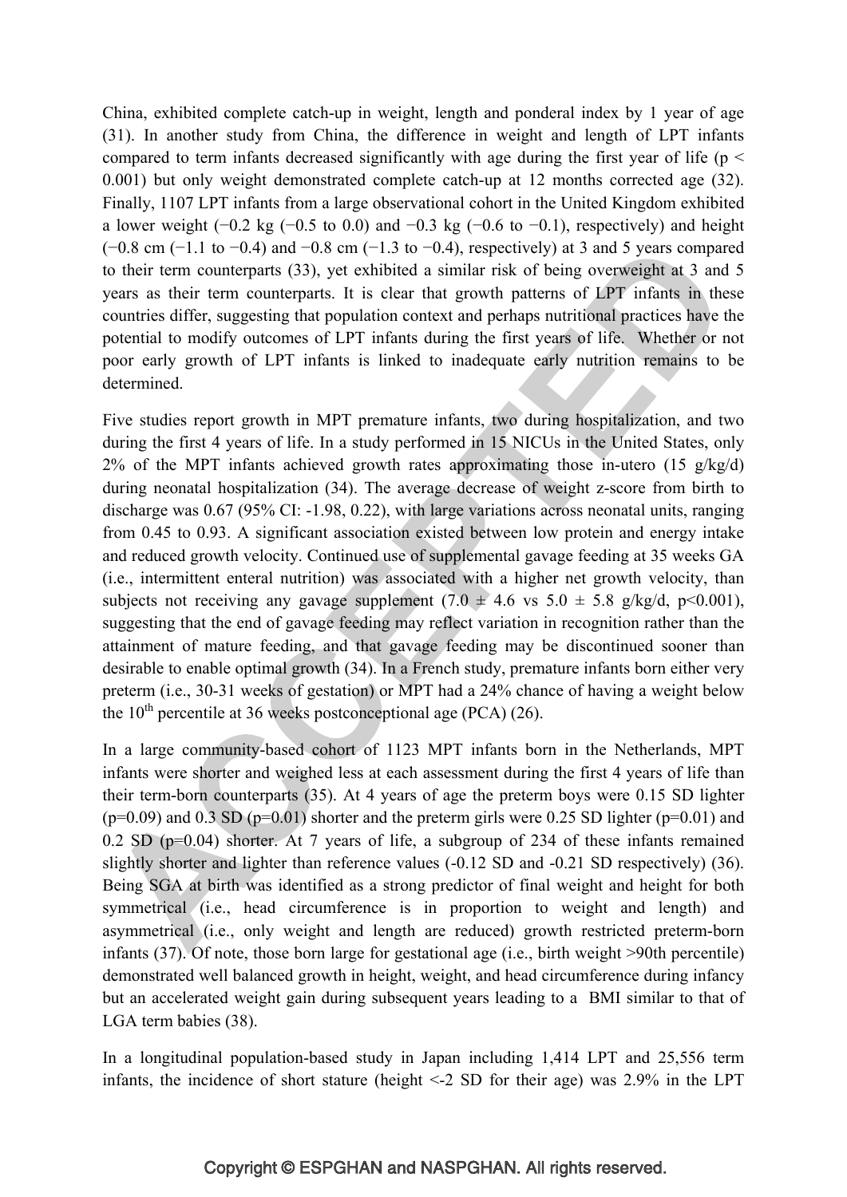China, exhibited complete catch-up in weight, length and ponderal index by 1 year of age (31). In another study from China, the difference in weight and length of LPT infants compared to term infants decreased significantly with age during the first year of life ($p < 0.001$) but only weight demonstrated complete catch-up at 12 months corrected age (32). Finally, 1107 LPT infants from a large observational cohort in the United Kingdom exhibited a lower weight (−0.2 kg (−0.5 to 0.0) and −0.3 kg (−0.6 to −0.1), respectively) and height (−0.8 cm (−1.1 to −0.4) and −0.8 cm (−1.3 to −0.4), respectively) at 3 and 5 years compared to their term counterparts (33), yet exhibited a similar risk of being overweight at 3 and 5 years as their term counterparts. It is clear that growth patterns of LPT infants in these countries differ, suggesting that population context and perhaps nutritional practices have the potential to modify outcomes of LPT infants during the first years of life. Whether or not poor early growth of LPT infants is linked to inadequate early nutrition remains to be determined.

Five studies report growth in MPT premature infants, two during hospitalization, and two during the first 4 years of life. In a study performed in 15 NICUs in the United States, only 2% of the MPT infants achieved growth rates approximating those in-utero (15 g/kg/d) during neonatal hospitalization (34). The average decrease of weight z-score from birth to discharge was 0.67 (95% CI: -1.98, 0.22), with large variations across neonatal units, ranging from 0.45 to 0.93. A significant association existed between low protein and energy intake and reduced growth velocity. Continued use of supplemental gavage feeding at 35 weeks GA (i.e., intermittent enteral nutrition) was associated with a higher net growth velocity, than subjects not receiving any gavage supplement (7.0 ± 4.6 vs 5.0 ± 5.8 g/kg/d, $p<0.001$), suggesting that the end of gavage feeding may reflect variation in recognition rather than the attainment of mature feeding, and that gavage feeding may be discontinued sooner than desirable to enable optimal growth (34). In a French study, premature infants born either very preterm (i.e., 30-31 weeks of gestation) or MPT had a 24% chance of having a weight below the 10$^{th}$ percentile at 36 weeks postconceptional age (PCA) (26).

In a large community-based cohort of 1123 MPT infants born in the Netherlands, MPT infants were shorter and weighed less at each assessment during the first 4 years of life than their term-born counterparts (35). At 4 years of age the preterm boys were 0.15 SD lighter ($p=0.09$) and 0.3 SD ($p=0.01$) shorter and the preterm girls were 0.25 SD lighter ($p=0.01$) and 0.2 SD ($p=0.04$) shorter. At 7 years of life, a subgroup of 234 of these infants remained slightly shorter and lighter than reference values (-0.12 SD and -0.21 SD respectively) (36). Being SGA at birth was identified as a strong predictor of final weight and height for both symmetrical (i.e., head circumference is in proportion to weight and length) and asymmetrical (i.e., only weight and length are reduced) growth restricted preterm-born infants (37). Of note, those born large for gestational age (i.e., birth weight >90th percentile) demonstrated well balanced growth in height, weight, and head circumference during infancy but an accelerated weight gain during subsequent years leading to a BMI similar to that of LGA term babies (38).

In a longitudinal population-based study in Japan including 1,414 LPT and 25,556 term infants, the incidence of short stature (height <-2 SD for their age) was 2.9% in the LPT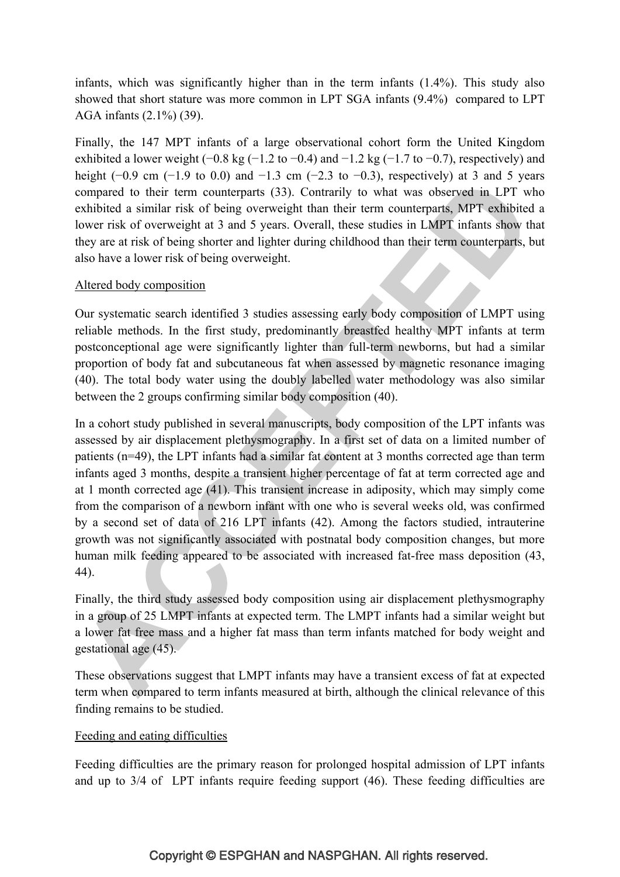infants, which was significantly higher than in the term infants (1.4%). This study also showed that short stature was more common in LPT SGA infants (9.4%) compared to LPT AGA infants (2.1%) (39).

Finally, the 147 MPT infants of a large observational cohort form the United Kingdom exhibited a lower weight (−0.8 kg (−1.2 to −0.4) and −1.2 kg (−1.7 to −0.7), respectively) and height (−0.9 cm (−1.9 to 0.0) and −1.3 cm (−2.3 to −0.3), respectively) at 3 and 5 years compared to their term counterparts (33). Contrarily to what was observed in LPT who exhibited a similar risk of being overweight than their term counterparts, MPT exhibited a lower risk of overweight at 3 and 5 years. Overall, these studies in LMPT infants show that they are at risk of being shorter and lighter during childhood than their term counterparts, but also have a lower risk of being overweight.

Altered body composition

Our systematic search identified 3 studies assessing early body composition of LMPT using reliable methods. In the first study, predominantly breastfed healthy MPT infants at term postconceptional age were significantly lighter than full-term newborns, but had a similar proportion of body fat and subcutaneous fat when assessed by magnetic resonance imaging (40). The total body water using the doubly labelled water methodology was also similar between the 2 groups confirming similar body composition (40).

In a cohort study published in several manuscripts, body composition of the LPT infants was assessed by air displacement plethysmography. In a first set of data on a limited number of patients (n=49), the LPT infants had a similar fat content at 3 months corrected age than term infants aged 3 months, despite a transient higher percentage of fat at term corrected age and at 1 month corrected age (41). This transient increase in adiposity, which may simply come from the comparison of a newborn infant with one who is several weeks old, was confirmed by a second set of data of 216 LPT infants (42). Among the factors studied, intrauterine growth was not significantly associated with postnatal body composition changes, but more human milk feeding appeared to be associated with increased fat-free mass deposition (43, 44).

Finally, the third study assessed body composition using air displacement plethysmography in a group of 25 LMPT infants at expected term. The LMPT infants had a similar weight but a lower fat free mass and a higher fat mass than term infants matched for body weight and gestational age (45).

These observations suggest that LMPT infants may have a transient excess of fat at expected term when compared to term infants measured at birth, although the clinical relevance of this finding remains to be studied.

Feeding and eating difficulties

Feeding difficulties are the primary reason for prolonged hospital admission of LPT infants and up to 3/4 of LPT infants require feeding support (46). These feeding difficulties are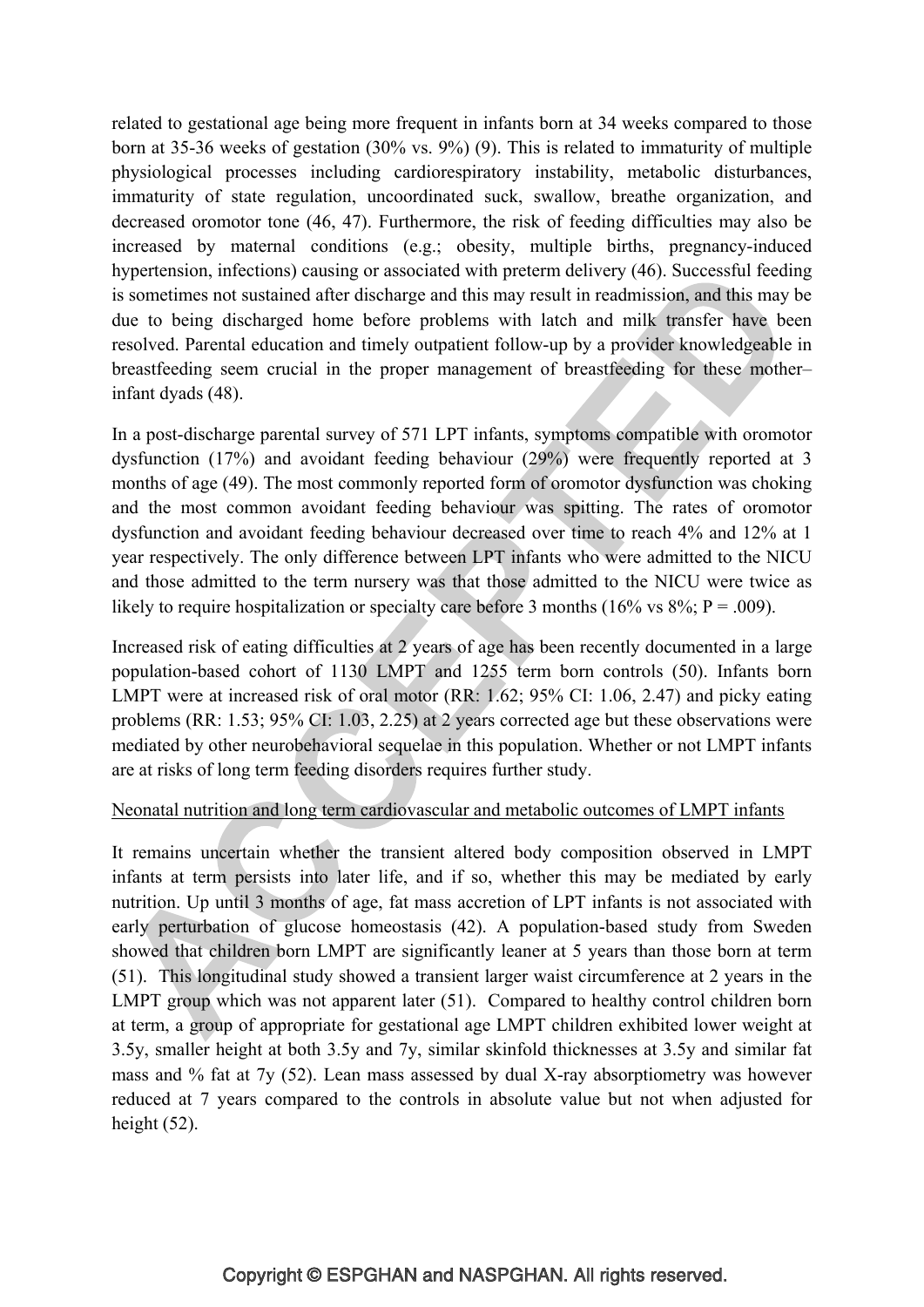related to gestational age being more frequent in infants born at 34 weeks compared to those born at 35-36 weeks of gestation (30% vs. 9%) (9). This is related to immaturity of multiple physiological processes including cardiorespiratory instability, metabolic disturbances, immaturity of state regulation, uncoordinated suck, swallow, breathe organization, and decreased oromotor tone (46, 47). Furthermore, the risk of feeding difficulties may also be increased by maternal conditions (e.g.; obesity, multiple births, pregnancy-induced hypertension, infections) causing or associated with preterm delivery (46). Successful feeding is sometimes not sustained after discharge and this may result in readmission, and this may be due to being discharged home before problems with latch and milk transfer have been resolved. Parental education and timely outpatient follow-up by a provider knowledgeable in breastfeeding seem crucial in the proper management of breastfeeding for these mother–infant dyads (48).

In a post-discharge parental survey of 571 LPT infants, symptoms compatible with oromotor dysfunction (17%) and avoidant feeding behaviour (29%) were frequently reported at 3 months of age (49). The most commonly reported form of oromotor dysfunction was choking and the most common avoidant feeding behaviour was spitting. The rates of oromotor dysfunction and avoidant feeding behaviour decreased over time to reach 4% and 12% at 1 year respectively. The only difference between LPT infants who were admitted to the NICU and those admitted to the term nursery was that those admitted to the NICU were twice as likely to require hospitalization or specialty care before 3 months (16% vs 8%; P = .009).

Increased risk of eating difficulties at 2 years of age has been recently documented in a large population-based cohort of 1130 LMPT and 1255 term born controls (50). Infants born LMPT were at increased risk of oral motor (RR: 1.62; 95% CI: 1.06, 2.47) and picky eating problems (RR: 1.53; 95% CI: 1.03, 2.25) at 2 years corrected age but these observations were mediated by other neurobehavioral sequelae in this population. Whether or not LMPT infants are at risks of long term feeding disorders requires further study.

Neonatal nutrition and long term cardiovascular and metabolic outcomes of LMPT infants

It remains uncertain whether the transient altered body composition observed in LMPT infants at term persists into later life, and if so, whether this may be mediated by early nutrition. Up until 3 months of age, fat mass accretion of LPT infants is not associated with early perturbation of glucose homeostasis (42). A population-based study from Sweden showed that children born LMPT are significantly leaner at 5 years than those born at term (51). This longitudinal study showed a transient larger waist circumference at 2 years in the LMPT group which was not apparent later (51). Compared to healthy control children born at term, a group of appropriate for gestational age LMPT children exhibited lower weight at 3.5y, smaller height at both 3.5y and 7y, similar skinfold thicknesses at 3.5y and similar fat mass and % fat at 7y (52). Lean mass assessed by dual X-ray absorptiometry was however reduced at 7 years compared to the controls in absolute value but not when adjusted for height (52).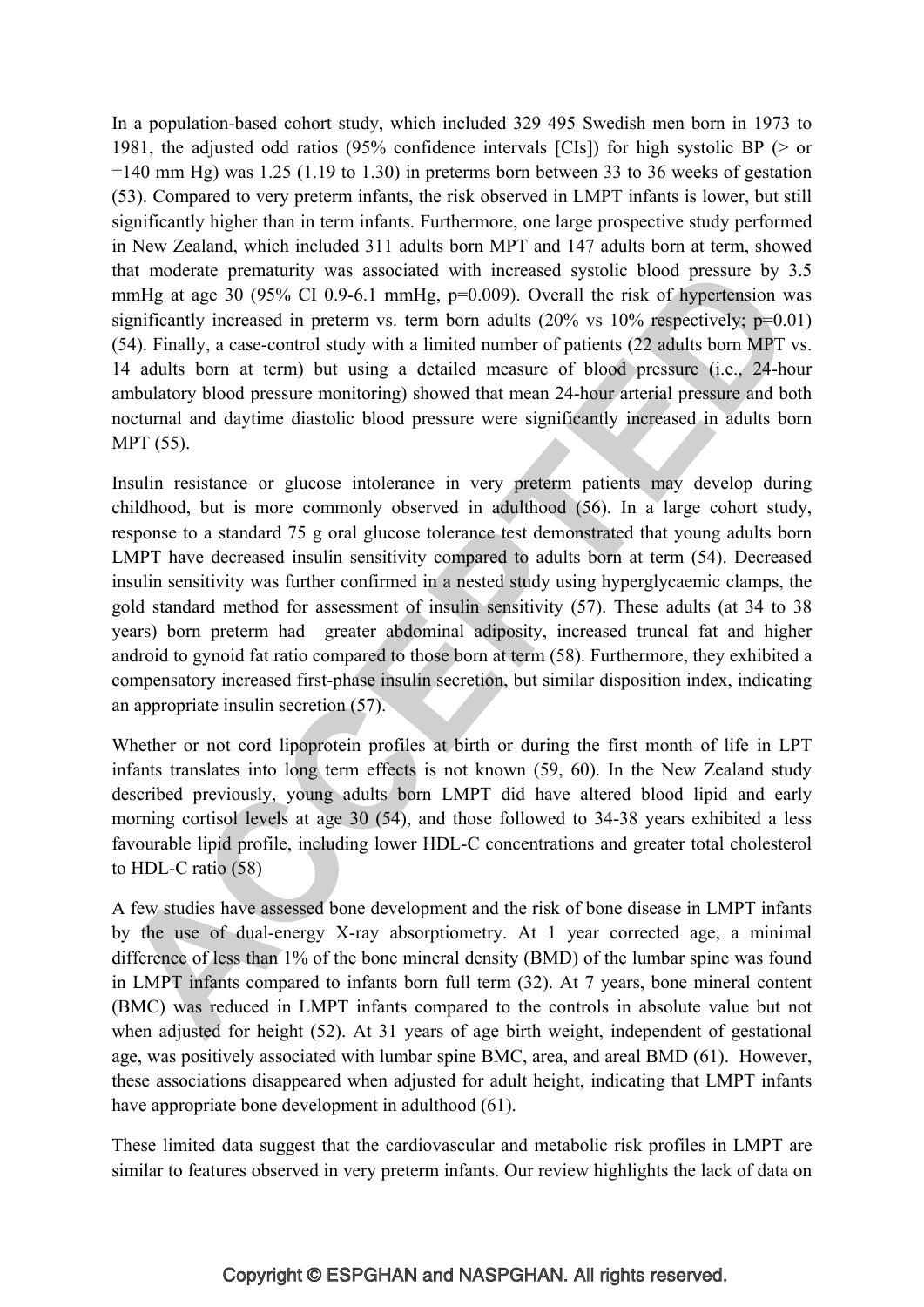In a population-based cohort study, which included 329 495 Swedish men born in 1973 to 1981, the adjusted odd ratios (95% confidence intervals [CIs]) for high systolic BP (> or =140 mm Hg) was 1.25 (1.19 to 1.30) in preterms born between 33 to 36 weeks of gestation (53). Compared to very preterm infants, the risk observed in LMPT infants is lower, but still significantly higher than in term infants. Furthermore, one large prospective study performed in New Zealand, which included 311 adults born MPT and 147 adults born at term, showed that moderate prematurity was associated with increased systolic blood pressure by 3.5 mmHg at age 30 (95% CI 0.9-6.1 mmHg, p=0.009). Overall the risk of hypertension was significantly increased in preterm vs. term born adults (20% vs 10% respectively; p=0.01) (54). Finally, a case-control study with a limited number of patients (22 adults born MPT vs. 14 adults born at term) but using a detailed measure of blood pressure (i.e., 24-hour ambulatory blood pressure monitoring) showed that mean 24-hour arterial pressure and both nocturnal and daytime diastolic blood pressure were significantly increased in adults born MPT (55).

Insulin resistance or glucose intolerance in very preterm patients may develop during childhood, but is more commonly observed in adulthood (56). In a large cohort study, response to a standard 75 g oral glucose tolerance test demonstrated that young adults born LMPT have decreased insulin sensitivity compared to adults born at term (54). Decreased insulin sensitivity was further confirmed in a nested study using hyperglycaemic clamps, the gold standard method for assessment of insulin sensitivity (57). These adults (at 34 to 38 years) born preterm had greater abdominal adiposity, increased truncal fat and higher android to gynoid fat ratio compared to those born at term (58). Furthermore, they exhibited a compensatory increased first-phase insulin secretion, but similar disposition index, indicating an appropriate insulin secretion (57).

Whether or not cord lipoprotein profiles at birth or during the first month of life in LPT infants translates into long term effects is not known (59, 60). In the New Zealand study described previously, young adults born LMPT did have altered blood lipid and early morning cortisol levels at age 30 (54), and those followed to 34-38 years exhibited a less favourable lipid profile, including lower HDL-C concentrations and greater total cholesterol to HDL-C ratio (58)

A few studies have assessed bone development and the risk of bone disease in LMPT infants by the use of dual-energy X-ray absorptiometry. At 1 year corrected age, a minimal difference of less than 1% of the bone mineral density (BMD) of the lumbar spine was found in LMPT infants compared to infants born full term (32). At 7 years, bone mineral content (BMC) was reduced in LMPT infants compared to the controls in absolute value but not when adjusted for height (52). At 31 years of age birth weight, independent of gestational age, was positively associated with lumbar spine BMC, area, and areal BMD (61). However, these associations disappeared when adjusted for adult height, indicating that LMPT infants have appropriate bone development in adulthood (61).

These limited data suggest that the cardiovascular and metabolic risk profiles in LMPT are similar to features observed in very preterm infants. Our review highlights the lack of data on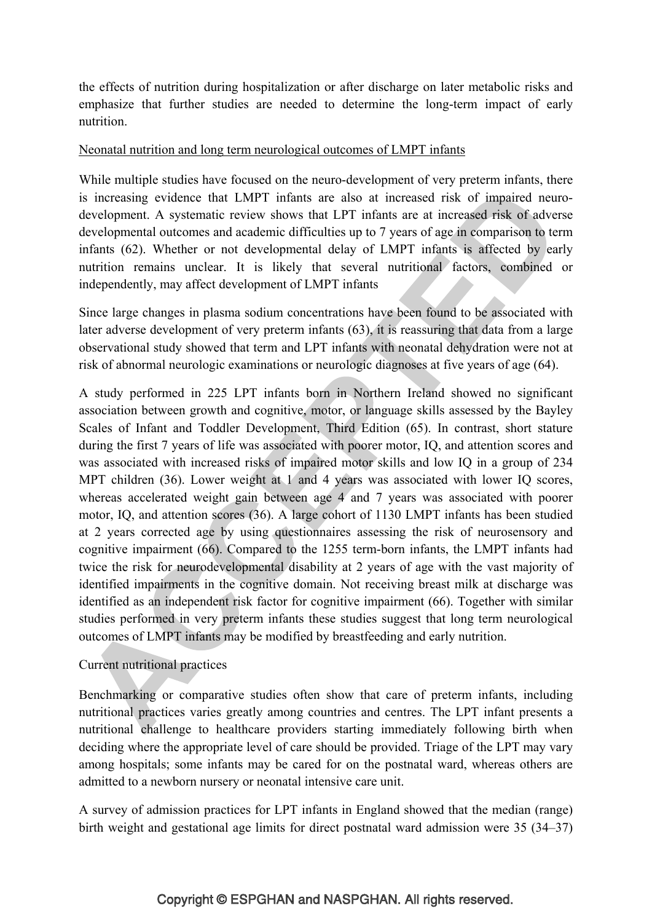the effects of nutrition during hospitalization or after discharge on later metabolic risks and emphasize that further studies are needed to determine the long-term impact of early nutrition.

Neonatal nutrition and long term neurological outcomes of LMPT infants

While multiple studies have focused on the neuro-development of very preterm infants, there is increasing evidence that LMPT infants are also at increased risk of impaired neuro-development. A systematic review shows that LPT infants are at increased risk of adverse developmental outcomes and academic difficulties up to 7 years of age in comparison to term infants (62). Whether or not developmental delay of LMPT infants is affected by early nutrition remains unclear. It is likely that several nutritional factors, combined or independently, may affect development of LMPT infants

Since large changes in plasma sodium concentrations have been found to be associated with later adverse development of very preterm infants (63), it is reassuring that data from a large observational study showed that term and LPT infants with neonatal dehydration were not at risk of abnormal neurologic examinations or neurologic diagnoses at five years of age (64).

A study performed in 225 LPT infants born in Northern Ireland showed no significant association between growth and cognitive, motor, or language skills assessed by the Bayley Scales of Infant and Toddler Development, Third Edition (65). In contrast, short stature during the first 7 years of life was associated with poorer motor, IQ, and attention scores and was associated with increased risks of impaired motor skills and low IQ in a group of 234 MPT children (36). Lower weight at 1 and 4 years was associated with lower IQ scores, whereas accelerated weight gain between age 4 and 7 years was associated with poorer motor, IQ, and attention scores (36). A large cohort of 1130 LMPT infants has been studied at 2 years corrected age by using questionnaires assessing the risk of neurosensory and cognitive impairment (66). Compared to the 1255 term-born infants, the LMPT infants had twice the risk for neurodevelopmental disability at 2 years of age with the vast majority of identified impairments in the cognitive domain. Not receiving breast milk at discharge was identified as an independent risk factor for cognitive impairment (66). Together with similar studies performed in very preterm infants these studies suggest that long term neurological outcomes of LMPT infants may be modified by breastfeeding and early nutrition.

Current nutritional practices

Benchmarking or comparative studies often show that care of preterm infants, including nutritional practices varies greatly among countries and centres. The LPT infant presents a nutritional challenge to healthcare providers starting immediately following birth when deciding where the appropriate level of care should be provided. Triage of the LPT may vary among hospitals; some infants may be cared for on the postnatal ward, whereas others are admitted to a newborn nursery or neonatal intensive care unit.

A survey of admission practices for LPT infants in England showed that the median (range) birth weight and gestational age limits for direct postnatal ward admission were 35 (34–37)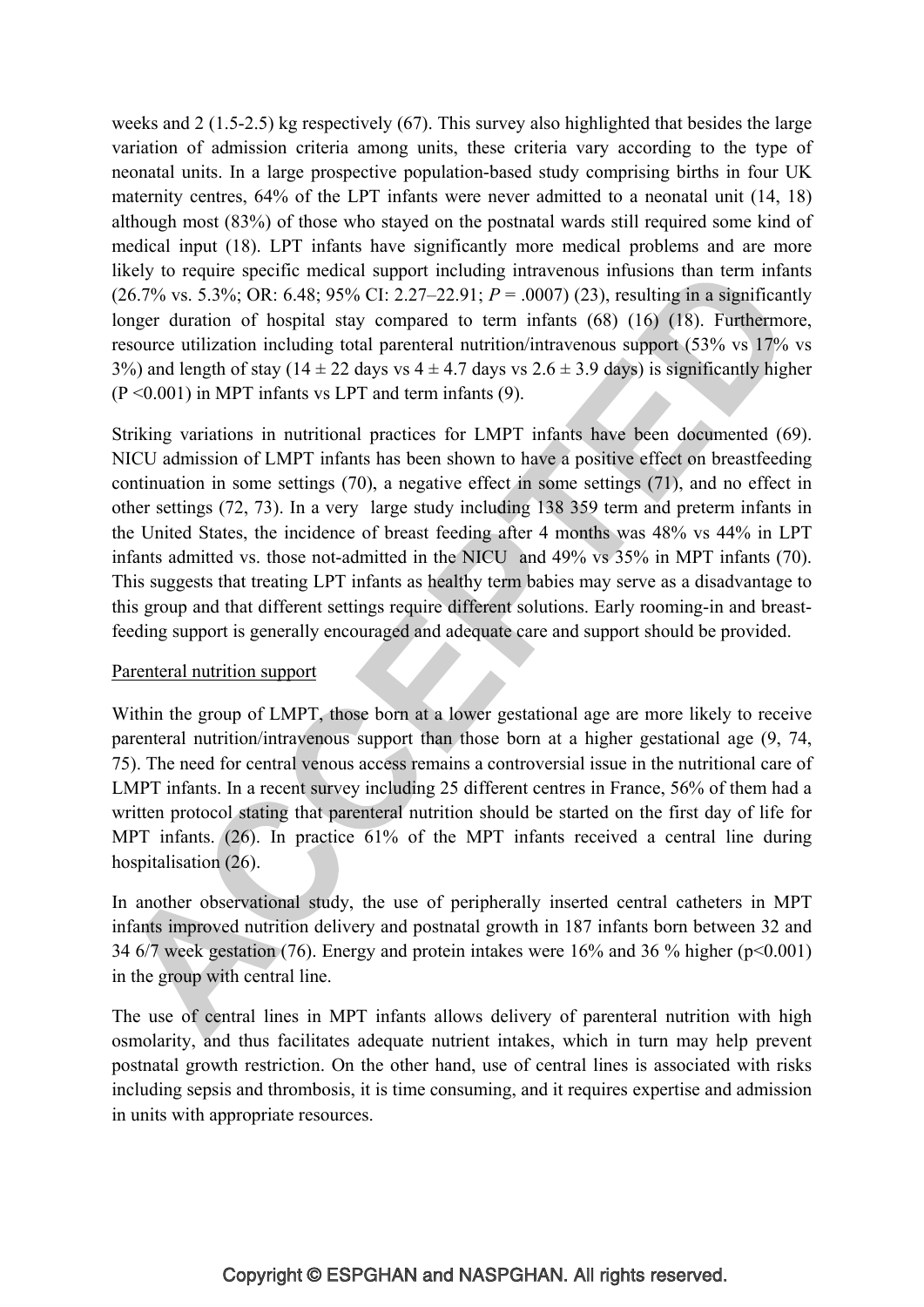weeks and 2 (1.5-2.5) kg respectively (67). This survey also highlighted that besides the large variation of admission criteria among units, these criteria vary according to the type of neonatal units. In a large prospective population-based study comprising births in four UK maternity centres, 64% of the LPT infants were never admitted to a neonatal unit (14, 18) although most (83%) of those who stayed on the postnatal wards still required some kind of medical input (18). LPT infants have significantly more medical problems and are more likely to require specific medical support including intravenous infusions than term infants (26.7% vs. 5.3%; OR: 6.48; 95% CI: 2.27–22.91; *P* = .0007) (23), resulting in a significantly longer duration of hospital stay compared to term infants (68) (16) (18). Furthermore, resource utilization including total parenteral nutrition/intravenous support (53% vs 17% vs 3%) and length of stay (14 ± 22 days vs 4 ± 4.7 days vs 2.6 ± 3.9 days) is significantly higher (P <0.001) in MPT infants vs LPT and term infants (9).

Striking variations in nutritional practices for LMPT infants have been documented (69). NICU admission of LMPT infants has been shown to have a positive effect on breastfeeding continuation in some settings (70), a negative effect in some settings (71), and no effect in other settings (72, 73). In a very large study including 138 359 term and preterm infants in the United States, the incidence of breast feeding after 4 months was 48% vs 44% in LPT infants admitted vs. those not-admitted in the NICU and 49% vs 35% in MPT infants (70). This suggests that treating LPT infants as healthy term babies may serve as a disadvantage to this group and that different settings require different solutions. Early rooming-in and breast-feeding support is generally encouraged and adequate care and support should be provided.

Parenteral nutrition support

Within the group of LMPT, those born at a lower gestational age are more likely to receive parenteral nutrition/intravenous support than those born at a higher gestational age (9, 74, 75). The need for central venous access remains a controversial issue in the nutritional care of LMPT infants. In a recent survey including 25 different centres in France, 56% of them had a written protocol stating that parenteral nutrition should be started on the first day of life for MPT infants. (26). In practice 61% of the MPT infants received a central line during hospitalisation (26).

In another observational study, the use of peripherally inserted central catheters in MPT infants improved nutrition delivery and postnatal growth in 187 infants born between 32 and 34 6/7 week gestation (76). Energy and protein intakes were 16% and 36 % higher (p<0.001) in the group with central line.

The use of central lines in MPT infants allows delivery of parenteral nutrition with high osmolarity, and thus facilitates adequate nutrient intakes, which in turn may help prevent postnatal growth restriction. On the other hand, use of central lines is associated with risks including sepsis and thrombosis, it is time consuming, and it requires expertise and admission in units with appropriate resources.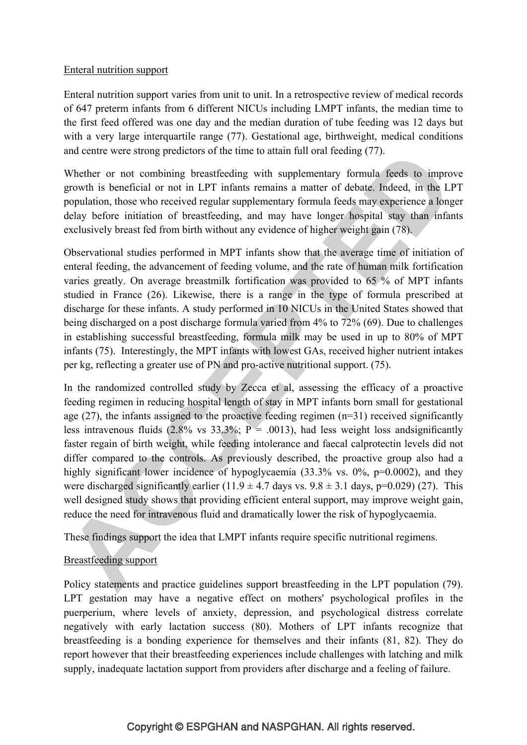Enteral nutrition support

Enteral nutrition support varies from unit to unit. In a retrospective review of medical records of 647 preterm infants from 6 different NICUs including LMPT infants, the median time to the first feed offered was one day and the median duration of tube feeding was 12 days but with a very large interquartile range (77). Gestational age, birthweight, medical conditions and centre were strong predictors of the time to attain full oral feeding (77).

Whether or not combining breastfeeding with supplementary formula feeds to improve growth is beneficial or not in LPT infants remains a matter of debate. Indeed, in the LPT population, those who received regular supplementary formula feeds may experience a longer delay before initiation of breastfeeding, and may have longer hospital stay than infants exclusively breast fed from birth without any evidence of higher weight gain (78).

Observational studies performed in MPT infants show that the average time of initiation of enteral feeding, the advancement of feeding volume, and the rate of human milk fortification varies greatly. On average breastmilk fortification was provided to 65 % of MPT infants studied in France (26). Likewise, there is a range in the type of formula prescribed at discharge for these infants. A study performed in 10 NICUs in the United States showed that being discharged on a post discharge formula varied from 4% to 72% (69). Due to challenges in establishing successful breastfeeding, formula milk may be used in up to 80% of MPT infants (75). Interestingly, the MPT infants with lowest GAs, received higher nutrient intakes per kg, reflecting a greater use of PN and pro-active nutritional support. (75).

In the randomized controlled study by Zecca et al, assessing the efficacy of a proactive feeding regimen in reducing hospital length of stay in MPT infants born small for gestational age (27), the infants assigned to the proactive feeding regimen (n=31) received significantly less intravenous fluids (2.8% vs 33.3%; P = .0013), had less weight loss andsignificantly faster regain of birth weight, while feeding intolerance and faecal calprotectin levels did not differ compared to the controls. As previously described, the proactive group also had a highly significant lower incidence of hypoglycaemia (33.3% vs. 0%, p=0.0002), and they were discharged significantly earlier (11.9 ± 4.7 days vs. 9.8 ± 3.1 days, p=0.029) (27). This well designed study shows that providing efficient enteral support, may improve weight gain, reduce the need for intravenous fluid and dramatically lower the risk of hypoglycaemia.

These findings support the idea that LMPT infants require specific nutritional regimens.

Breastfeeding support

Policy statements and practice guidelines support breastfeeding in the LPT population (79). LPT gestation may have a negative effect on mothers' psychological profiles in the puerperium, where levels of anxiety, depression, and psychological distress correlate negatively with early lactation success (80). Mothers of LPT infants recognize that breastfeeding is a bonding experience for themselves and their infants (81, 82). They do report however that their breastfeeding experiences include challenges with latching and milk supply, inadequate lactation support from providers after discharge and a feeling of failure.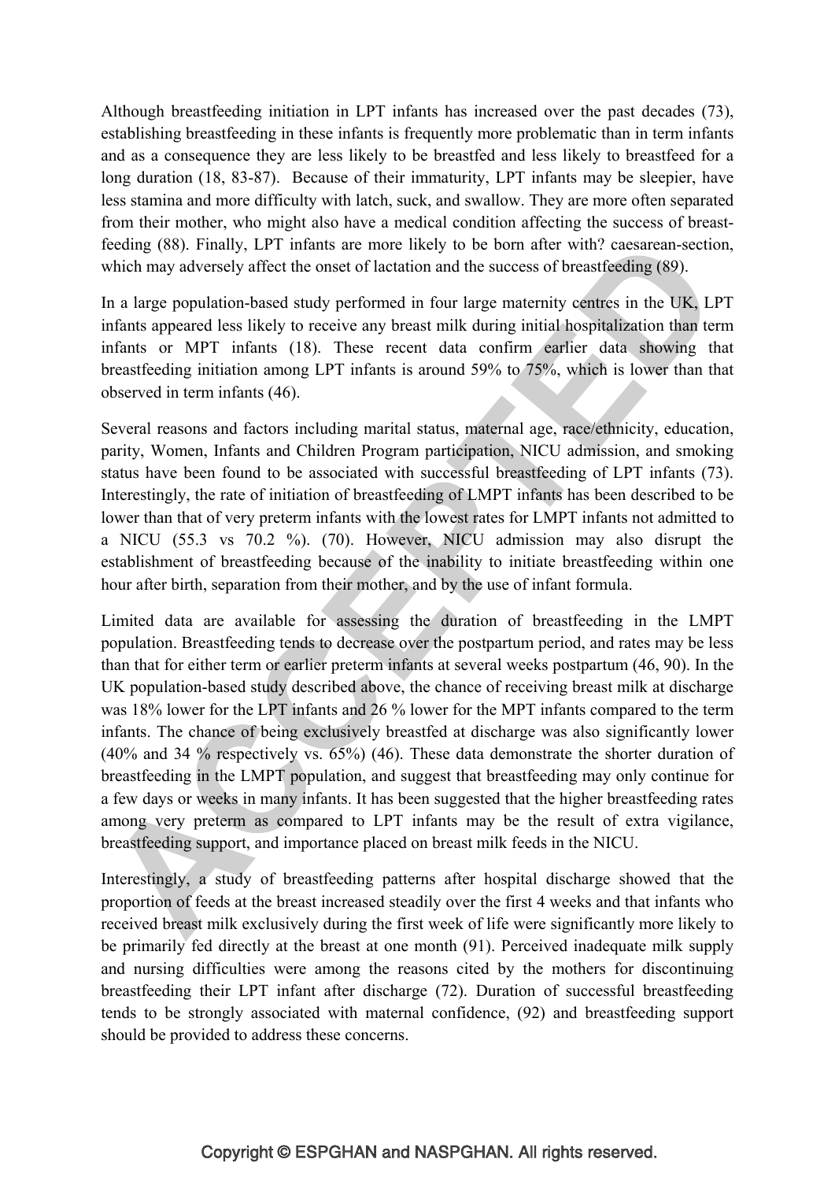Although breastfeeding initiation in LPT infants has increased over the past decades (73), establishing breastfeeding in these infants is frequently more problematic than in term infants and as a consequence they are less likely to be breastfed and less likely to breastfeed for a long duration (18, 83-87). Because of their immaturity, LPT infants may be sleepier, have less stamina and more difficulty with latch, suck, and swallow. They are more often separated from their mother, who might also have a medical condition affecting the success of breast-feeding (88). Finally, LPT infants are more likely to be born after with? caesarean-section, which may adversely affect the onset of lactation and the success of breastfeeding (89).

In a large population-based study performed in four large maternity centres in the UK, LPT infants appeared less likely to receive any breast milk during initial hospitalization than term infants or MPT infants (18). These recent data confirm earlier data showing that breastfeeding initiation among LPT infants is around 59% to 75%, which is lower than that observed in term infants (46).

Several reasons and factors including marital status, maternal age, race/ethnicity, education, parity, Women, Infants and Children Program participation, NICU admission, and smoking status have been found to be associated with successful breastfeeding of LPT infants (73). Interestingly, the rate of initiation of breastfeeding of LMPT infants has been described to be lower than that of very preterm infants with the lowest rates for LMPT infants not admitted to a NICU (55.3 vs 70.2 %). (70). However, NICU admission may also disrupt the establishment of breastfeeding because of the inability to initiate breastfeeding within one hour after birth, separation from their mother, and by the use of infant formula.

Limited data are available for assessing the duration of breastfeeding in the LMPT population. Breastfeeding tends to decrease over the postpartum period, and rates may be less than that for either term or earlier preterm infants at several weeks postpartum (46, 90). In the UK population-based study described above, the chance of receiving breast milk at discharge was 18% lower for the LPT infants and 26 % lower for the MPT infants compared to the term infants. The chance of being exclusively breastfed at discharge was also significantly lower (40% and 34 % respectively vs. 65%) (46). These data demonstrate the shorter duration of breastfeeding in the LMPT population, and suggest that breastfeeding may only continue for a few days or weeks in many infants. It has been suggested that the higher breastfeeding rates among very preterm as compared to LPT infants may be the result of extra vigilance, breastfeeding support, and importance placed on breast milk feeds in the NICU.

Interestingly, a study of breastfeeding patterns after hospital discharge showed that the proportion of feeds at the breast increased steadily over the first 4 weeks and that infants who received breast milk exclusively during the first week of life were significantly more likely to be primarily fed directly at the breast at one month (91). Perceived inadequate milk supply and nursing difficulties were among the reasons cited by the mothers for discontinuing breastfeeding their LPT infant after discharge (72). Duration of successful breastfeeding tends to be strongly associated with maternal confidence, (92) and breastfeeding support should be provided to address these concerns.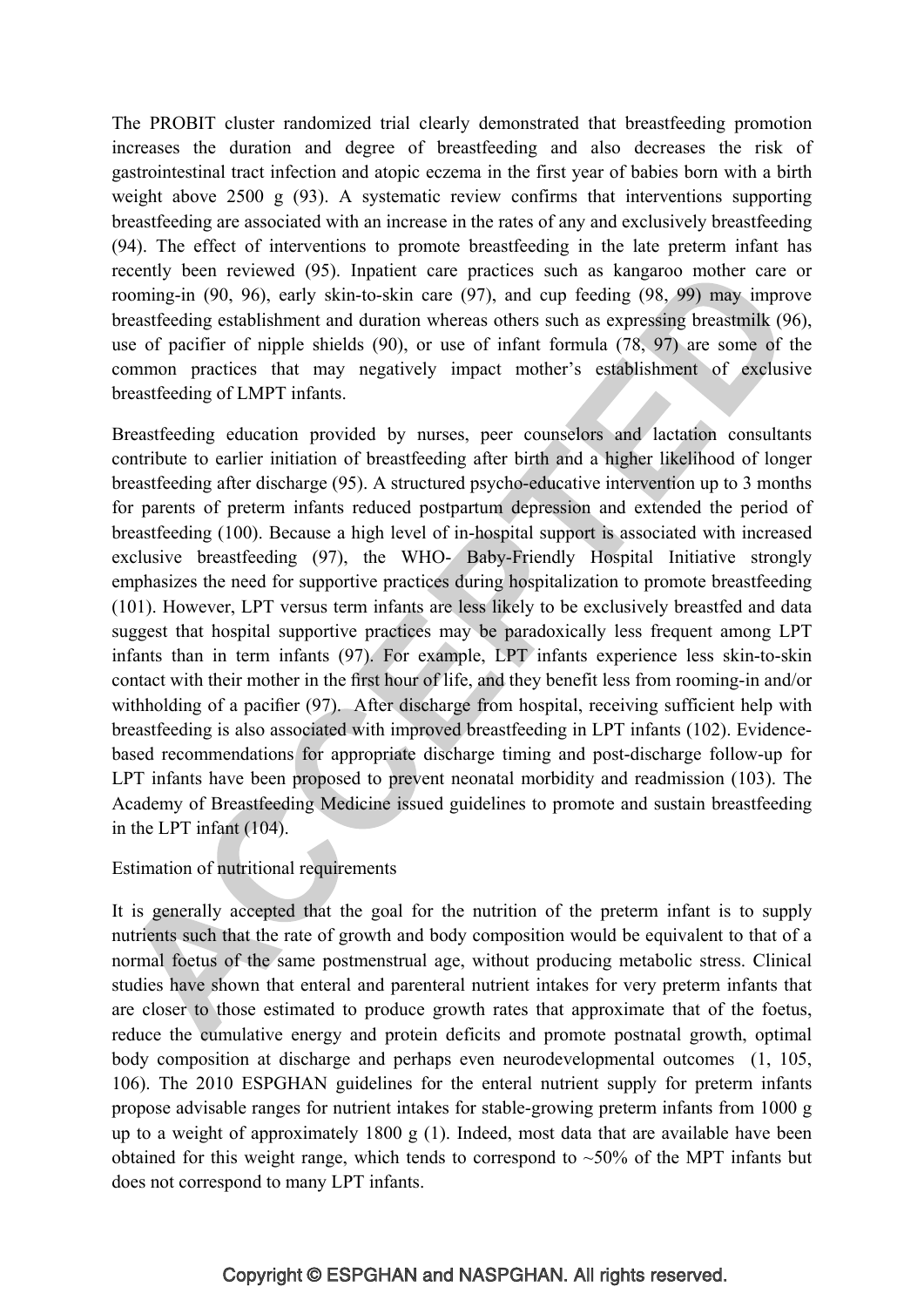The PROBIT cluster randomized trial clearly demonstrated that breastfeeding promotion increases the duration and degree of breastfeeding and also decreases the risk of gastrointestinal tract infection and atopic eczema in the first year of babies born with a birth weight above 2500 g (93). A systematic review confirms that interventions supporting breastfeeding are associated with an increase in the rates of any and exclusively breastfeeding (94). The effect of interventions to promote breastfeeding in the late preterm infant has recently been reviewed (95). Inpatient care practices such as kangaroo mother care or rooming-in (90, 96), early skin-to-skin care (97), and cup feeding (98, 99) may improve breastfeeding establishment and duration whereas others such as expressing breastmilk (96), use of pacifier of nipple shields (90), or use of infant formula (78, 97) are some of the common practices that may negatively impact mother's establishment of exclusive breastfeeding of LMPT infants.

Breastfeeding education provided by nurses, peer counselors and lactation consultants contribute to earlier initiation of breastfeeding after birth and a higher likelihood of longer breastfeeding after discharge (95). A structured psycho-educative intervention up to 3 months for parents of preterm infants reduced postpartum depression and extended the period of breastfeeding (100). Because a high level of in-hospital support is associated with increased exclusive breastfeeding (97), the WHO- Baby-Friendly Hospital Initiative strongly emphasizes the need for supportive practices during hospitalization to promote breastfeeding (101). However, LPT versus term infants are less likely to be exclusively breastfed and data suggest that hospital supportive practices may be paradoxically less frequent among LPT infants than in term infants (97). For example, LPT infants experience less skin-to-skin contact with their mother in the first hour of life, and they benefit less from rooming-in and/or withholding of a pacifier (97). After discharge from hospital, receiving sufficient help with breastfeeding is also associated with improved breastfeeding in LPT infants (102). Evidence-based recommendations for appropriate discharge timing and post-discharge follow-up for LPT infants have been proposed to prevent neonatal morbidity and readmission (103). The Academy of Breastfeeding Medicine issued guidelines to promote and sustain breastfeeding in the LPT infant (104).

Estimation of nutritional requirements

It is generally accepted that the goal for the nutrition of the preterm infant is to supply nutrients such that the rate of growth and body composition would be equivalent to that of a normal foetus of the same postmenstrual age, without producing metabolic stress. Clinical studies have shown that enteral and parenteral nutrient intakes for very preterm infants that are closer to those estimated to produce growth rates that approximate that of the foetus, reduce the cumulative energy and protein deficits and promote postnatal growth, optimal body composition at discharge and perhaps even neurodevelopmental outcomes (1, 105, 106). The 2010 ESPGHAN guidelines for the enteral nutrient supply for preterm infants propose advisable ranges for nutrient intakes for stable-growing preterm infants from 1000 g up to a weight of approximately 1800 g (1). Indeed, most data that are available have been obtained for this weight range, which tends to correspond to ~50% of the MPT infants but does not correspond to many LPT infants.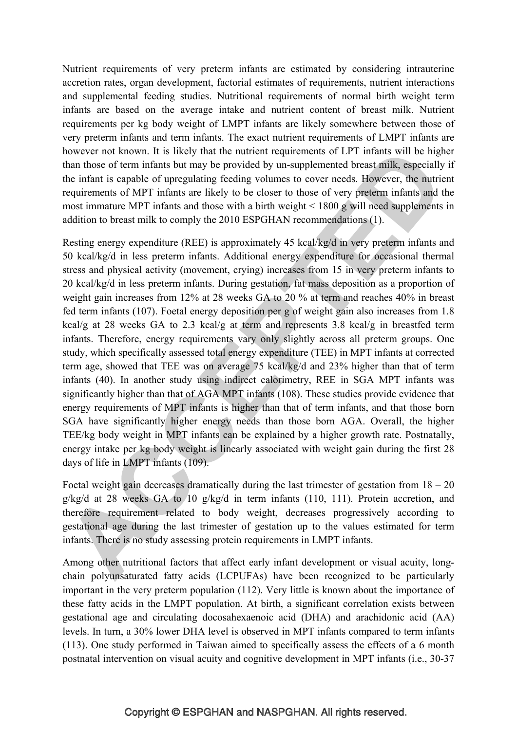Nutrient requirements of very preterm infants are estimated by considering intrauterine accretion rates, organ development, factorial estimates of requirements, nutrient interactions and supplemental feeding studies. Nutritional requirements of normal birth weight term infants are based on the average intake and nutrient content of breast milk. Nutrient requirements per kg body weight of LMPT infants are likely somewhere between those of very preterm infants and term infants. The exact nutrient requirements of LMPT infants are however not known. It is likely that the nutrient requirements of LPT infants will be higher than those of term infants but may be provided by un-supplemented breast milk, especially if the infant is capable of upregulating feeding volumes to cover needs. However, the nutrient requirements of MPT infants are likely to be closer to those of very preterm infants and the most immature MPT infants and those with a birth weight < 1800 g will need supplements in addition to breast milk to comply the 2010 ESPGHAN recommendations (1).

Resting energy expenditure (REE) is approximately 45 kcal/kg/d in very preterm infants and 50 kcal/kg/d in less preterm infants. Additional energy expenditure for occasional thermal stress and physical activity (movement, crying) increases from 15 in very preterm infants to 20 kcal/kg/d in less preterm infants. During gestation, fat mass deposition as a proportion of weight gain increases from 12% at 28 weeks GA to 20 % at term and reaches 40% in breast fed term infants (107). Foetal energy deposition per g of weight gain also increases from 1.8 kcal/g at 28 weeks GA to 2.3 kcal/g at term and represents 3.8 kcal/g in breastfed term infants. Therefore, energy requirements vary only slightly across all preterm groups. One study, which specifically assessed total energy expenditure (TEE) in MPT infants at corrected term age, showed that TEE was on average 75 kcal/kg/d and 23% higher than that of term infants (40). In another study using indirect calorimetry, REE in SGA MPT infants was significantly higher than that of AGA MPT infants (108). These studies provide evidence that energy requirements of MPT infants is higher than that of term infants, and that those born SGA have significantly higher energy needs than those born AGA. Overall, the higher TEE/kg body weight in MPT infants can be explained by a higher growth rate. Postnatally, energy intake per kg body weight is linearly associated with weight gain during the first 28 days of life in LMPT infants (109).

Foetal weight gain decreases dramatically during the last trimester of gestation from 18 – 20 g/kg/d at 28 weeks GA to 10 g/kg/d in term infants (110, 111). Protein accretion, and therefore requirement related to body weight, decreases progressively according to gestational age during the last trimester of gestation up to the values estimated for term infants. There is no study assessing protein requirements in LMPT infants.

Among other nutritional factors that affect early infant development or visual acuity, long-chain polyunsaturated fatty acids (LCPUFAs) have been recognized to be particularly important in the very preterm population (112). Very little is known about the importance of these fatty acids in the LMPT population. At birth, a significant correlation exists between gestational age and circulating docosahexaenoic acid (DHA) and arachidonic acid (AA) levels. In turn, a 30% lower DHA level is observed in MPT infants compared to term infants (113). One study performed in Taiwan aimed to specifically assess the effects of a 6 month postnatal intervention on visual acuity and cognitive development in MPT infants (i.e., 30-37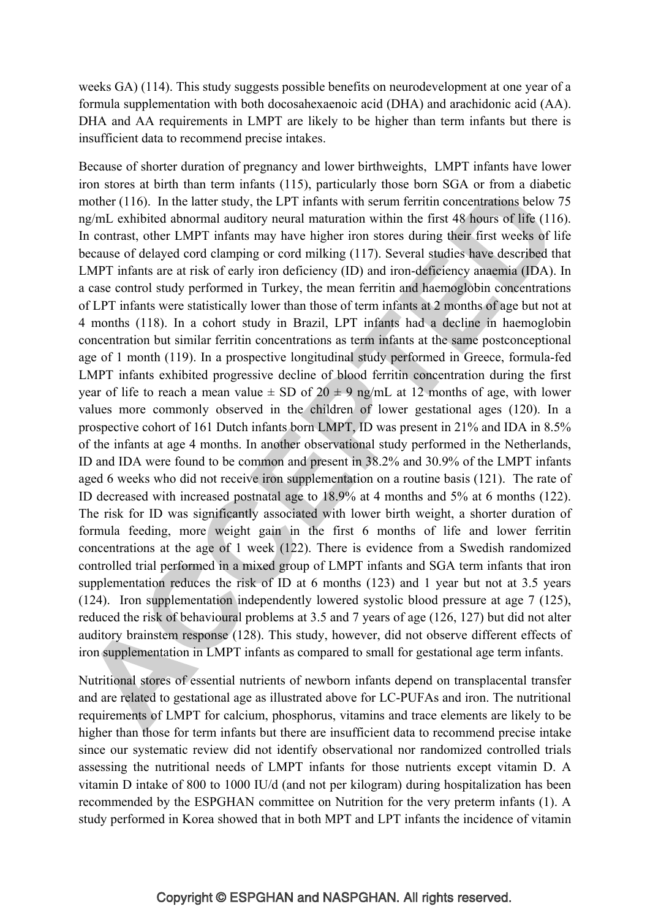weeks GA) (114). This study suggests possible benefits on neurodevelopment at one year of a formula supplementation with both docosahexaenoic acid (DHA) and arachidonic acid (AA). DHA and AA requirements in LMPT are likely to be higher than term infants but there is insufficient data to recommend precise intakes.

Because of shorter duration of pregnancy and lower birthweights, LMPT infants have lower iron stores at birth than term infants (115), particularly those born SGA or from a diabetic mother (116). In the latter study, the LPT infants with serum ferritin concentrations below 75 ng/mL exhibited abnormal auditory neural maturation within the first 48 hours of life (116). In contrast, other LMPT infants may have higher iron stores during their first weeks of life because of delayed cord clamping or cord milking (117). Several studies have described that LMPT infants are at risk of early iron deficiency (ID) and iron-deficiency anaemia (IDA). In a case control study performed in Turkey, the mean ferritin and haemoglobin concentrations of LPT infants were statistically lower than those of term infants at 2 months of age but not at 4 months (118). In a cohort study in Brazil, LPT infants had a decline in haemoglobin concentration but similar ferritin concentrations as term infants at the same postconceptional age of 1 month (119). In a prospective longitudinal study performed in Greece, formula-fed LMPT infants exhibited progressive decline of blood ferritin concentration during the first year of life to reach a mean value ± SD of 20 ± 9 ng/mL at 12 months of age, with lower values more commonly observed in the children of lower gestational ages (120). In a prospective cohort of 161 Dutch infants born LMPT, ID was present in 21% and IDA in 8.5% of the infants at age 4 months. In another observational study performed in the Netherlands, ID and IDA were found to be common and present in 38.2% and 30.9% of the LMPT infants aged 6 weeks who did not receive iron supplementation on a routine basis (121). The rate of ID decreased with increased postnatal age to 18.9% at 4 months and 5% at 6 months (122). The risk for ID was significantly associated with lower birth weight, a shorter duration of formula feeding, more weight gain in the first 6 months of life and lower ferritin concentrations at the age of 1 week (122). There is evidence from a Swedish randomized controlled trial performed in a mixed group of LMPT infants and SGA term infants that iron supplementation reduces the risk of ID at 6 months (123) and 1 year but not at 3.5 years (124). Iron supplementation independently lowered systolic blood pressure at age 7 (125), reduced the risk of behavioural problems at 3.5 and 7 years of age (126, 127) but did not alter auditory brainstem response (128). This study, however, did not observe different effects of iron supplementation in LMPT infants as compared to small for gestational age term infants.

Nutritional stores of essential nutrients of newborn infants depend on transplacental transfer and are related to gestational age as illustrated above for LC-PUFAs and iron. The nutritional requirements of LMPT for calcium, phosphorus, vitamins and trace elements are likely to be higher than those for term infants but there are insufficient data to recommend precise intake since our systematic review did not identify observational nor randomized controlled trials assessing the nutritional needs of LMPT infants for those nutrients except vitamin D. A vitamin D intake of 800 to 1000 IU/d (and not per kilogram) during hospitalization has been recommended by the ESPGHAN committee on Nutrition for the very preterm infants (1). A study performed in Korea showed that in both MPT and LPT infants the incidence of vitamin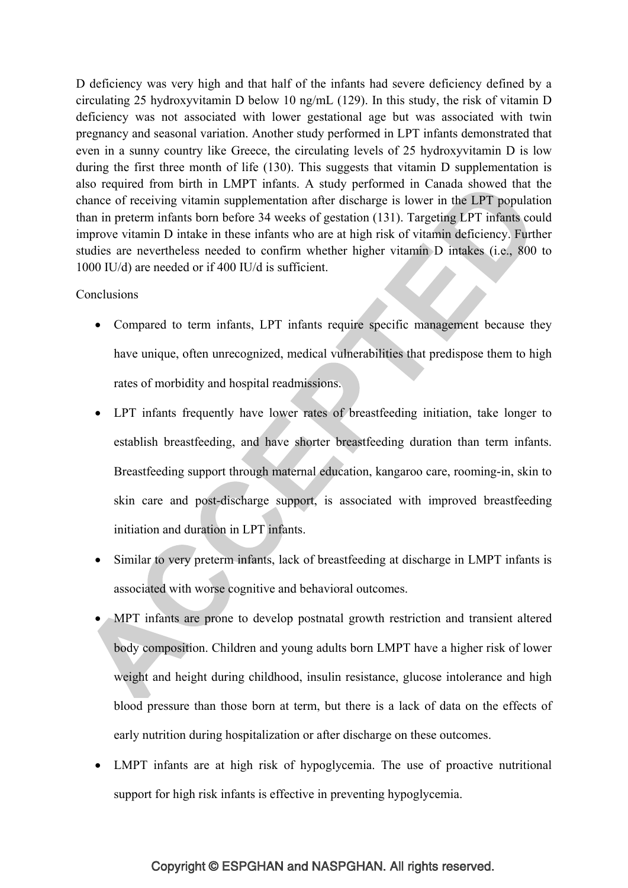D deficiency was very high and that half of the infants had severe deficiency defined by a circulating 25 hydroxyvitamin D below 10 ng/mL (129). In this study, the risk of vitamin D deficiency was not associated with lower gestational age but was associated with twin pregnancy and seasonal variation. Another study performed in LPT infants demonstrated that even in a sunny country like Greece, the circulating levels of 25 hydroxyvitamin D is low during the first three month of life (130). This suggests that vitamin D supplementation is also required from birth in LMPT infants. A study performed in Canada showed that the chance of receiving vitamin supplementation after discharge is lower in the LPT population than in preterm infants born before 34 weeks of gestation (131). Targeting LPT infants could improve vitamin D intake in these infants who are at high risk of vitamin deficiency. Further studies are nevertheless needed to confirm whether higher vitamin D intakes (i.e., 800 to 1000 IU/d) are needed or if 400 IU/d is sufficient.

Conclusions

- Compared to term infants, LPT infants require specific management because they have unique, often unrecognized, medical vulnerabilities that predispose them to high rates of morbidity and hospital readmissions.
- LPT infants frequently have lower rates of breastfeeding initiation, take longer to establish breastfeeding, and have shorter breastfeeding duration than term infants. Breastfeeding support through maternal education, kangaroo care, rooming-in, skin to skin care and post-discharge support, is associated with improved breastfeeding initiation and duration in LPT infants.
- Similar to very preterm infants, lack of breastfeeding at discharge in LMPT infants is associated with worse cognitive and behavioral outcomes.
- MPT infants are prone to develop postnatal growth restriction and transient altered body composition. Children and young adults born LMPT have a higher risk of lower weight and height during childhood, insulin resistance, glucose intolerance and high blood pressure than those born at term, but there is a lack of data on the effects of early nutrition during hospitalization or after discharge on these outcomes.
- LMPT infants are at high risk of hypoglycemia. The use of proactive nutritional support for high risk infants is effective in preventing hypoglycemia.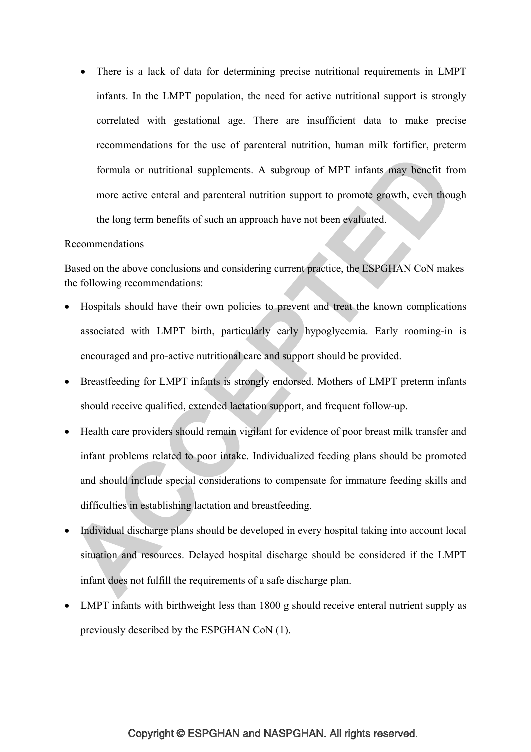- There is a lack of data for determining precise nutritional requirements in LMPT infants. In the LMPT population, the need for active nutritional support is strongly correlated with gestational age. There are insufficient data to make precise recommendations for the use of parenteral nutrition, human milk fortifier, preterm formula or nutritional supplements. A subgroup of MPT infants may benefit from more active enteral and parenteral nutrition support to promote growth, even though the long term benefits of such an approach have not been evaluated.

Recommendations

Based on the above conclusions and considering current practice, the ESPGHAN CoN makes the following recommendations:

- Hospitals should have their own policies to prevent and treat the known complications associated with LMPT birth, particularly early hypoglycemia. Early rooming-in is encouraged and pro-active nutritional care and support should be provided.
- Breastfeeding for LMPT infants is strongly endorsed. Mothers of LMPT preterm infants should receive qualified, extended lactation support, and frequent follow-up.
- Health care providers should remain vigilant for evidence of poor breast milk transfer and infant problems related to poor intake. Individualized feeding plans should be promoted and should include special considerations to compensate for immature feeding skills and difficulties in establishing lactation and breastfeeding.
- Individual discharge plans should be developed in every hospital taking into account local situation and resources. Delayed hospital discharge should be considered if the LMPT infant does not fulfill the requirements of a safe discharge plan.
- LMPT infants with birthweight less than 1800 g should receive enteral nutrient supply as previously described by the ESPGHAN CoN (1).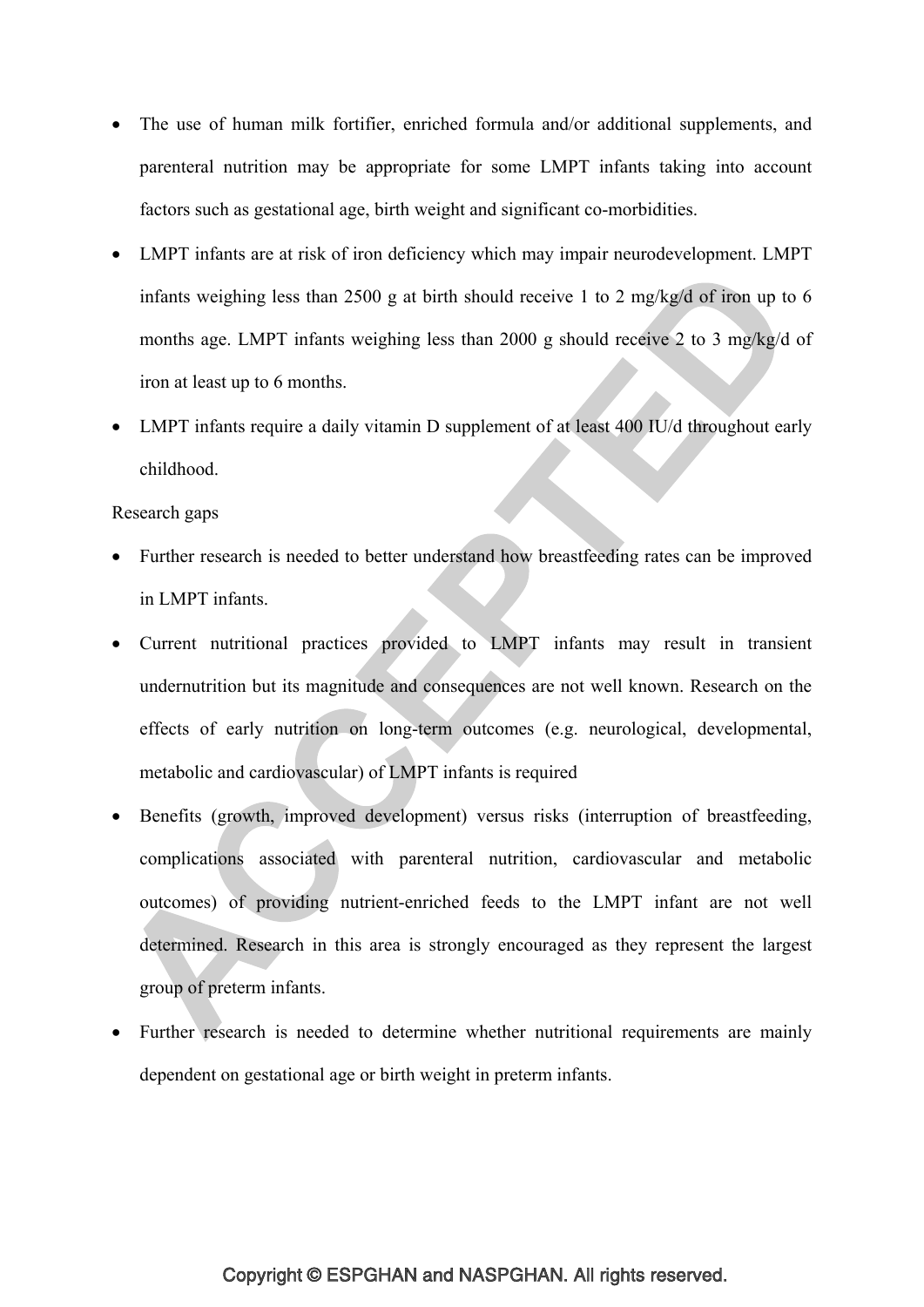- The use of human milk fortifier, enriched formula and/or additional supplements, and parenteral nutrition may be appropriate for some LMPT infants taking into account factors such as gestational age, birth weight and significant co-morbidities.
- LMPT infants are at risk of iron deficiency which may impair neurodevelopment. LMPT infants weighing less than 2500 g at birth should receive 1 to 2 mg/kg/d of iron up to 6 months age. LMPT infants weighing less than 2000 g should receive 2 to 3 mg/kg/d of iron at least up to 6 months.
- LMPT infants require a daily vitamin D supplement of at least 400 IU/d throughout early childhood.

Research gaps

- Further research is needed to better understand how breastfeeding rates can be improved in LMPT infants.
- Current nutritional practices provided to LMPT infants may result in transient undernutrition but its magnitude and consequences are not well known. Research on the effects of early nutrition on long-term outcomes (e.g. neurological, developmental, metabolic and cardiovascular) of LMPT infants is required
- Benefits (growth, improved development) versus risks (interruption of breastfeeding, complications associated with parenteral nutrition, cardiovascular and metabolic outcomes) of providing nutrient-enriched feeds to the LMPT infant are not well determined. Research in this area is strongly encouraged as they represent the largest group of preterm infants.
- Further research is needed to determine whether nutritional requirements are mainly dependent on gestational age or birth weight in preterm infants.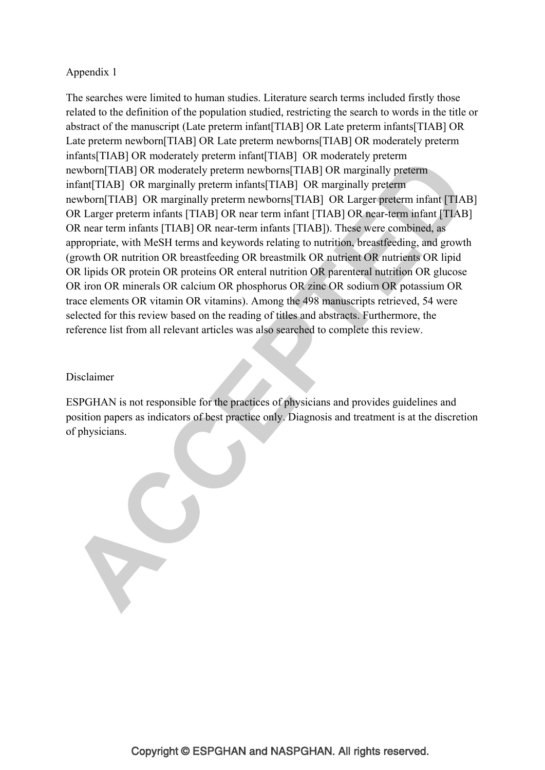Appendix 1

The searches were limited to human studies. Literature search terms included firstly those related to the definition of the population studied, restricting the search to words in the title or abstract of the manuscript (Late preterm infant[TIAB] OR Late preterm infants[TIAB] OR Late preterm newborn[TIAB] OR Late preterm newborns[TIAB] OR moderately preterm infants[TIAB] OR moderately preterm infant[TIAB] OR moderately preterm newborn[TIAB] OR moderately preterm newborns[TIAB] OR marginally preterm infant[TIAB] OR marginally preterm infants[TIAB] OR marginally preterm newborn[TIAB] OR marginally preterm newborns[TIAB] OR Larger preterm infant [TIAB] OR Larger preterm infants [TIAB] OR near term infant [TIAB] OR near-term infant [TIAB] OR near term infants [TIAB] OR near-term infants [TIAB]). These were combined, as appropriate, with MeSH terms and keywords relating to nutrition, breastfeeding, and growth (growth OR nutrition OR breastfeeding OR breastmilk OR nutrient OR nutrients OR lipid OR lipids OR protein OR proteins OR enteral nutrition OR parenteral nutrition OR glucose OR iron OR minerals OR calcium OR phosphorus OR zinc OR sodium OR potassium OR trace elements OR vitamin OR vitamins). Among the 498 manuscripts retrieved, 54 were selected for this review based on the reading of titles and abstracts. Furthermore, the reference list from all relevant articles was also searched to complete this review.

Disclaimer

ESPGHAN is not responsible for the practices of physicians and provides guidelines and position papers as indicators of best practice only. Diagnosis and treatment is at the discretion of physicians.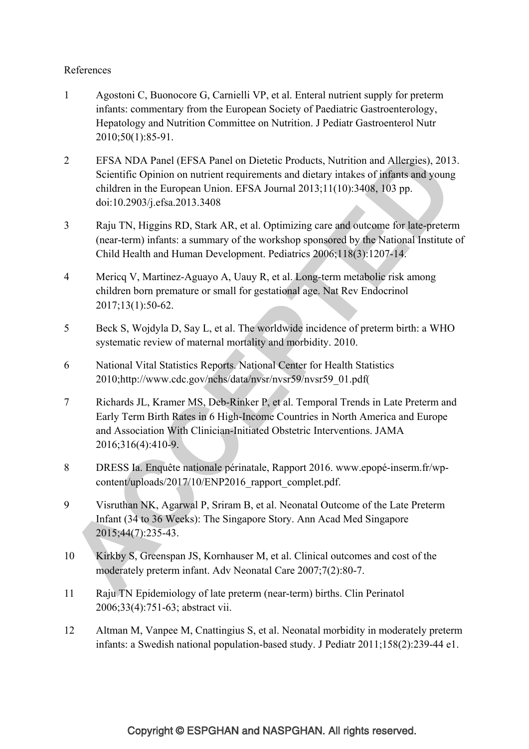References

1. Agostoni C, Buonocore G, Carnielli VP, et al. Enteral nutrient supply for preterm infants: commentary from the European Society of Paediatric Gastroenterology, Hepatology and Nutrition Committee on Nutrition. J Pediatr Gastroenterol Nutr 2010;50(1):85-91.

2. EFSA NDA Panel (EFSA Panel on Dietetic Products, Nutrition and Allergies), 2013. Scientific Opinion on nutrient requirements and dietary intakes of infants and young children in the European Union. EFSA Journal 2013;11(10):3408, 103 pp. doi:10.2903/j.efsa.2013.3408

3. Raju TN, Higgins RD, Stark AR, et al. Optimizing care and outcome for late-preterm (near-term) infants: a summary of the workshop sponsored by the National Institute of Child Health and Human Development. Pediatrics 2006;118(3):1207-14.

4. Mericq V, Martinez-Aguayo A, Uauy R, et al. Long-term metabolic risk among children born premature or small for gestational age. Nat Rev Endocrinol 2017;13(1):50-62.

5. Beck S, Wojdyla D, Say L, et al. The worldwide incidence of preterm birth: a WHO systematic review of maternal mortality and morbidity. 2010.

6. National Vital Statistics Reports. National Center for Health Statistics 2010;http://www.cdc.gov/nchs/data/nvsr/nvsr59/nvsr59_01.pdf(

7. Richards JL, Kramer MS, Deb-Rinker P, et al. Temporal Trends in Late Preterm and Early Term Birth Rates in 6 High-Income Countries in North America and Europe and Association With Clinician-Initiated Obstetric Interventions. JAMA 2016;316(4):410-9.

8. DRESS Ia. Enquête nationale périnatale, Rapport 2016. www.epopé-inserm.fr/wp-content/uploads/2017/10/ENP2016_rapport_complet.pdf.

9. Visruthan NK, Agarwal P, Sriram B, et al. Neonatal Outcome of the Late Preterm Infant (34 to 36 Weeks): The Singapore Story. Ann Acad Med Singapore 2015;44(7):235-43.

10. Kirkby S, Greenspan JS, Kornhauser M, et al. Clinical outcomes and cost of the moderately preterm infant. Adv Neonatal Care 2007;7(2):80-7.

11. Raju TN Epidemiology of late preterm (near-term) births. Clin Perinatol 2006;33(4):751-63; abstract vii.

12. Altman M, Vanpee M, Cnattingius S, et al. Neonatal morbidity in moderately preterm infants: a Swedish national population-based study. J Pediatr 2011;158(2):239-44 e1.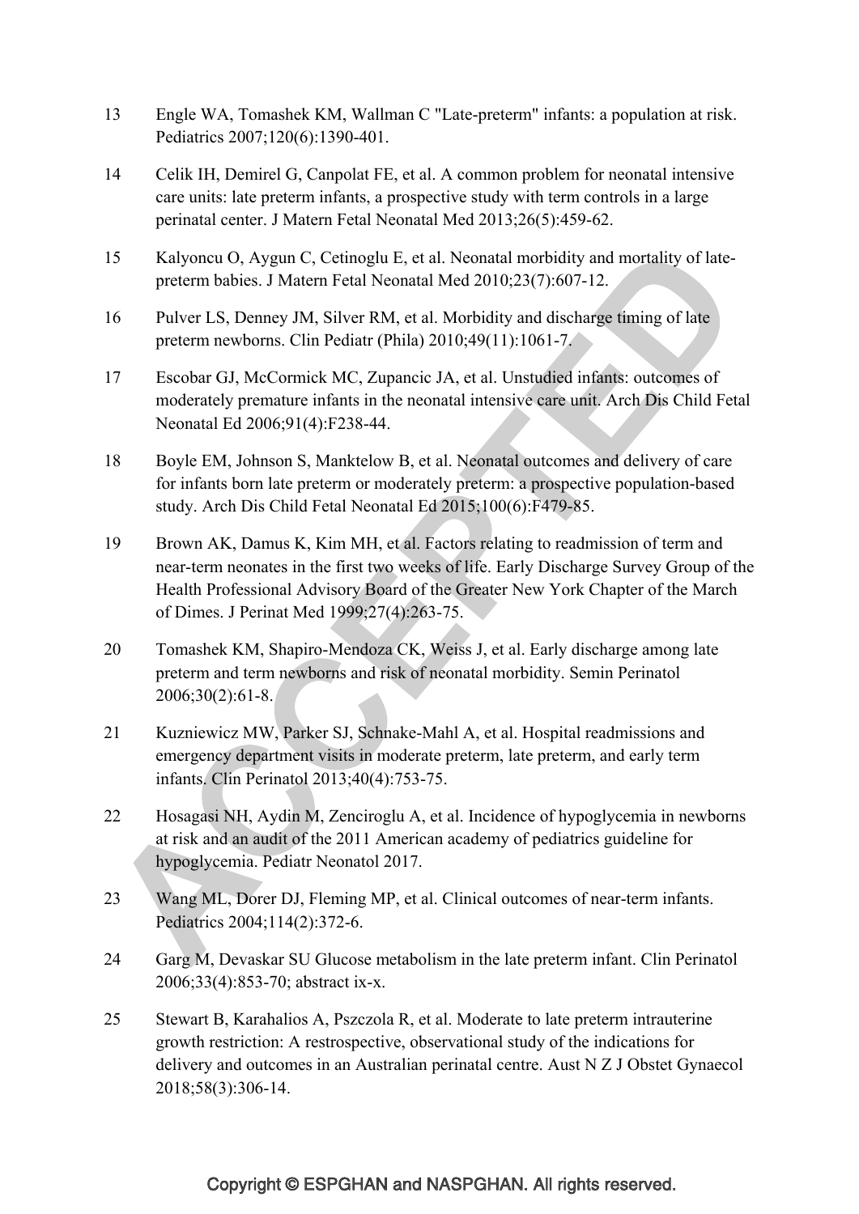13 Engle WA, Tomashek KM, Wallman C "Late-preterm" infants: a population at risk. Pediatrics 2007;120(6):1390-401.

14 Celik IH, Demirel G, Canpolat FE, et al. A common problem for neonatal intensive care units: late preterm infants, a prospective study with term controls in a large perinatal center. J Matern Fetal Neonatal Med 2013;26(5):459-62.

15 Kalyoncu O, Aygun C, Cetinoglu E, et al. Neonatal morbidity and mortality of late-preterm babies. J Matern Fetal Neonatal Med 2010;23(7):607-12.

16 Pulver LS, Denney JM, Silver RM, et al. Morbidity and discharge timing of late preterm newborns. Clin Pediatr (Phila) 2010;49(11):1061-7.

17 Escobar GJ, McCormick MC, Zupancic JA, et al. Unstudied infants: outcomes of moderately premature infants in the neonatal intensive care unit. Arch Dis Child Fetal Neonatal Ed 2006;91(4):F238-44.

18 Boyle EM, Johnson S, Manktelow B, et al. Neonatal outcomes and delivery of care for infants born late preterm or moderately preterm: a prospective population-based study. Arch Dis Child Fetal Neonatal Ed 2015;100(6):F479-85.

19 Brown AK, Damus K, Kim MH, et al. Factors relating to readmission of term and near-term neonates in the first two weeks of life. Early Discharge Survey Group of the Health Professional Advisory Board of the Greater New York Chapter of the March of Dimes. J Perinat Med 1999;27(4):263-75.

20 Tomashek KM, Shapiro-Mendoza CK, Weiss J, et al. Early discharge among late preterm and term newborns and risk of neonatal morbidity. Semin Perinatol 2006;30(2):61-8.

21 Kuzniewicz MW, Parker SJ, Schnake-Mahl A, et al. Hospital readmissions and emergency department visits in moderate preterm, late preterm, and early term infants. Clin Perinatol 2013;40(4):753-75.

22 Hosagasi NH, Aydin M, Zenciroglu A, et al. Incidence of hypoglycemia in newborns at risk and an audit of the 2011 American academy of pediatrics guideline for hypoglycemia. Pediatr Neonatol 2017.

23 Wang ML, Dorer DJ, Fleming MP, et al. Clinical outcomes of near-term infants. Pediatrics 2004;114(2):372-6.

24 Garg M, Devaskar SU Glucose metabolism in the late preterm infant. Clin Perinatol 2006;33(4):853-70; abstract ix-x.

25 Stewart B, Karahalios A, Pszczola R, et al. Moderate to late preterm intrauterine growth restriction: A restrospective, observational study of the indications for delivery and outcomes in an Australian perinatal centre. Aust N Z J Obstet Gynaecol 2018;58(3):306-14.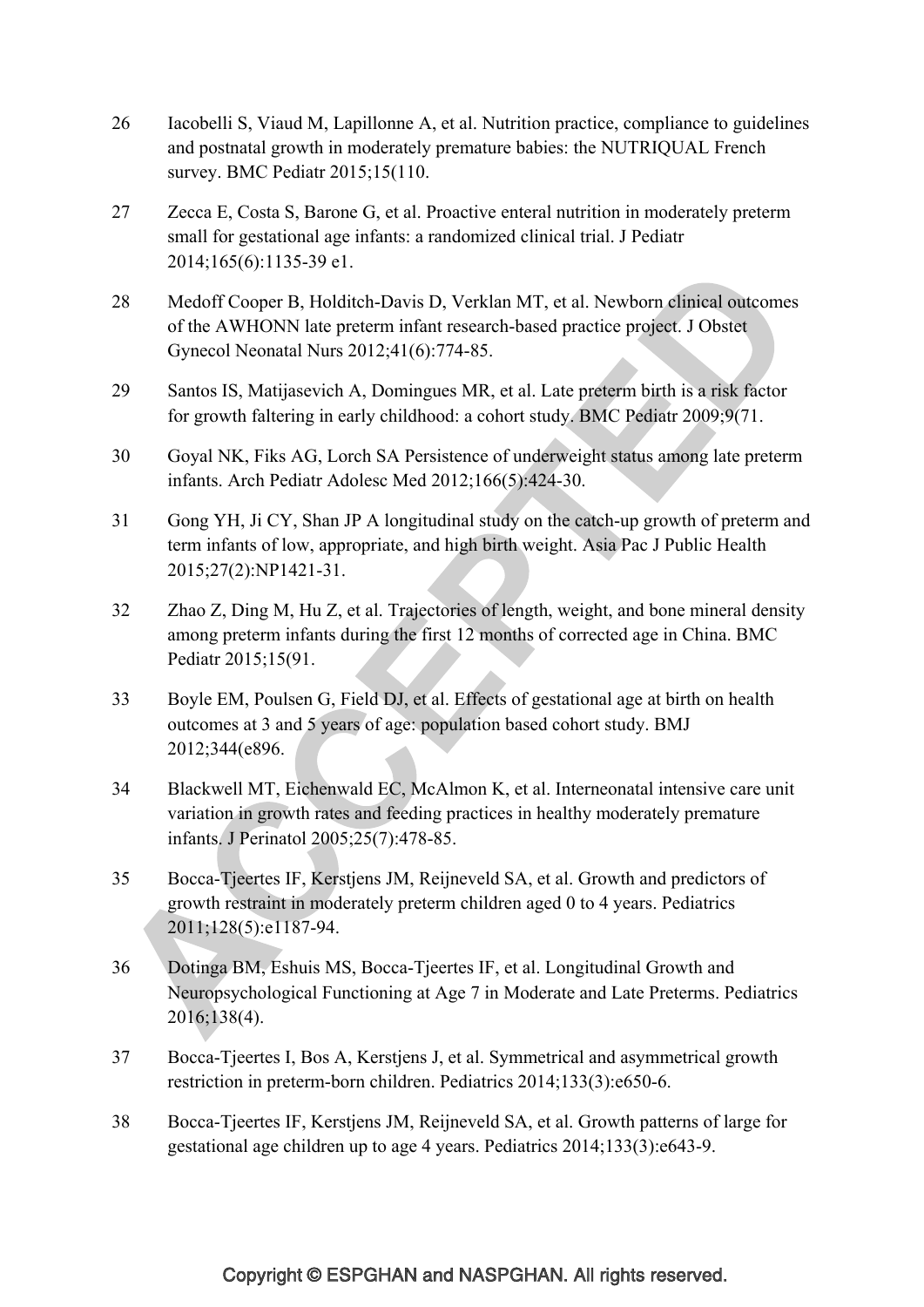26 Iacobelli S, Viaud M, Lapillonne A, et al. Nutrition practice, compliance to guidelines and postnatal growth in moderately premature babies: the NUTRIQUAL French survey. BMC Pediatr 2015;15(110.

27 Zecca E, Costa S, Barone G, et al. Proactive enteral nutrition in moderately preterm small for gestational age infants: a randomized clinical trial. J Pediatr 2014;165(6):1135-39 e1.

28 Medoff Cooper B, Holditch-Davis D, Verklan MT, et al. Newborn clinical outcomes of the AWHONN late preterm infant research-based practice project. J Obstet Gynecol Neonatal Nurs 2012;41(6):774-85.

29 Santos IS, Matijasevich A, Domingues MR, et al. Late preterm birth is a risk factor for growth faltering in early childhood: a cohort study. BMC Pediatr 2009;9(71.

30 Goyal NK, Fiks AG, Lorch SA Persistence of underweight status among late preterm infants. Arch Pediatr Adolesc Med 2012;166(5):424-30.

31 Gong YH, Ji CY, Shan JP A longitudinal study on the catch-up growth of preterm and term infants of low, appropriate, and high birth weight. Asia Pac J Public Health 2015;27(2):NP1421-31.

32 Zhao Z, Ding M, Hu Z, et al. Trajectories of length, weight, and bone mineral density among preterm infants during the first 12 months of corrected age in China. BMC Pediatr 2015;15(91.

33 Boyle EM, Poulsen G, Field DJ, et al. Effects of gestational age at birth on health outcomes at 3 and 5 years of age: population based cohort study. BMJ 2012;344(e896.

34 Blackwell MT, Eichenwald EC, McAlmon K, et al. Interneonatal intensive care unit variation in growth rates and feeding practices in healthy moderately premature infants. J Perinatol 2005;25(7):478-85.

35 Bocca-Tjeertes IF, Kerstjens JM, Reijneveld SA, et al. Growth and predictors of growth restraint in moderately preterm children aged 0 to 4 years. Pediatrics 2011;128(5):e1187-94.

36 Dotinga BM, Eshuis MS, Bocca-Tjeertes IF, et al. Longitudinal Growth and Neuropsychological Functioning at Age 7 in Moderate and Late Preterms. Pediatrics 2016;138(4).

37 Bocca-Tjeertes I, Bos A, Kerstjens J, et al. Symmetrical and asymmetrical growth restriction in preterm-born children. Pediatrics 2014;133(3):e650-6.

38 Bocca-Tjeertes IF, Kerstjens JM, Reijneveld SA, et al. Growth patterns of large for gestational age children up to age 4 years. Pediatrics 2014;133(3):e643-9.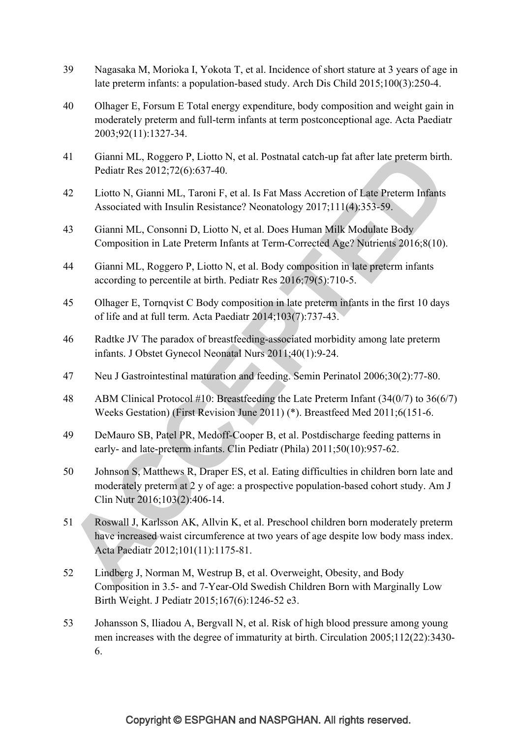39 Nagasaka M, Morioka I, Yokota T, et al. Incidence of short stature at 3 years of age in late preterm infants: a population-based study. Arch Dis Child 2015;100(3):250-4.

40 Olhager E, Forsum E Total energy expenditure, body composition and weight gain in moderately preterm and full-term infants at term postconceptional age. Acta Paediatr 2003;92(11):1327-34.

41 Gianni ML, Roggero P, Liotto N, et al. Postnatal catch-up fat after late preterm birth. Pediatr Res 2012;72(6):637-40.

42 Liotto N, Gianni ML, Taroni F, et al. Is Fat Mass Accretion of Late Preterm Infants Associated with Insulin Resistance? Neonatology 2017;111(4):353-59.

43 Gianni ML, Consonni D, Liotto N, et al. Does Human Milk Modulate Body Composition in Late Preterm Infants at Term-Corrected Age? Nutrients 2016;8(10).

44 Gianni ML, Roggero P, Liotto N, et al. Body composition in late preterm infants according to percentile at birth. Pediatr Res 2016;79(5):710-5.

45 Olhager E, Tornqvist C Body composition in late preterm infants in the first 10 days of life and at full term. Acta Paediatr 2014;103(7):737-43.

46 Radtke JV The paradox of breastfeeding-associated morbidity among late preterm infants. J Obstet Gynecol Neonatal Nurs 2011;40(1):9-24.

47 Neu J Gastrointestinal maturation and feeding. Semin Perinatol 2006;30(2):77-80.

48 ABM Clinical Protocol #10: Breastfeeding the Late Preterm Infant (34(0/7) to 36(6/7) Weeks Gestation) (First Revision June 2011) (*). Breastfeed Med 2011;6(151-6.

49 DeMauro SB, Patel PR, Medoff-Cooper B, et al. Postdischarge feeding patterns in early- and late-preterm infants. Clin Pediatr (Phila) 2011;50(10):957-62.

50 Johnson S, Matthews R, Draper ES, et al. Eating difficulties in children born late and moderately preterm at 2 y of age: a prospective population-based cohort study. Am J Clin Nutr 2016;103(2):406-14.

51 Roswall J, Karlsson AK, Allvin K, et al. Preschool children born moderately preterm have increased waist circumference at two years of age despite low body mass index. Acta Paediatr 2012;101(11):1175-81.

52 Lindberg J, Norman M, Westrup B, et al. Overweight, Obesity, and Body Composition in 3.5- and 7-Year-Old Swedish Children Born with Marginally Low Birth Weight. J Pediatr 2015;167(6):1246-52 e3.

53 Johansson S, Iliadou A, Bergvall N, et al. Risk of high blood pressure among young men increases with the degree of immaturity at birth. Circulation 2005;112(22):3430-6.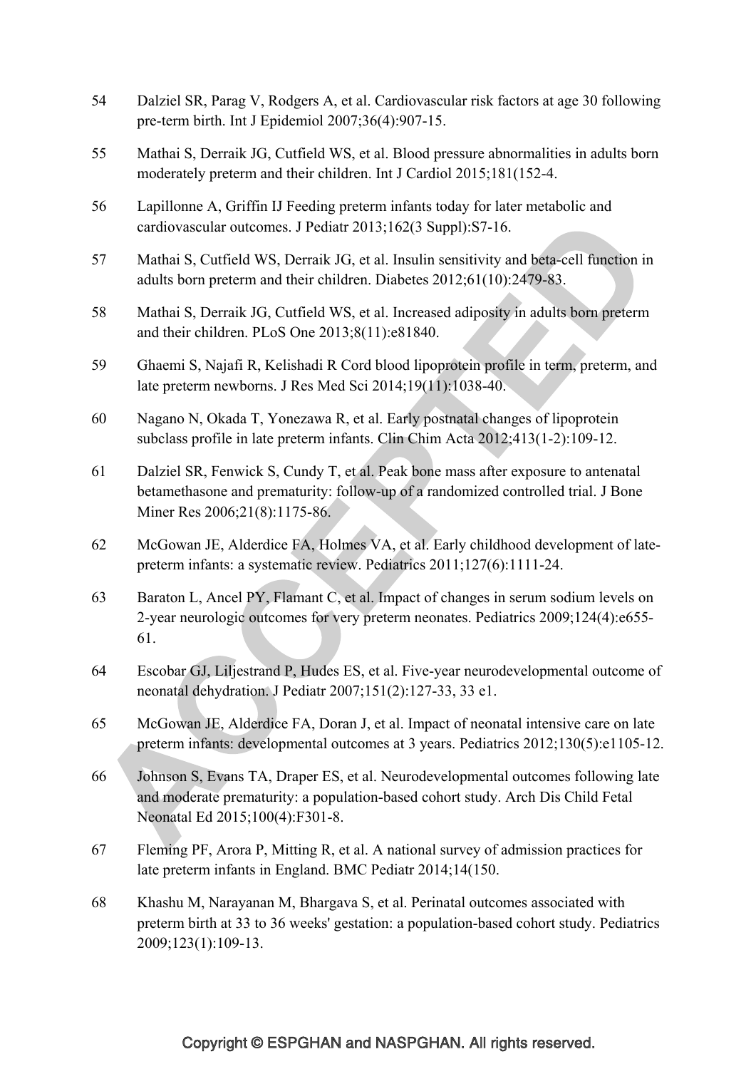54 Dalziel SR, Parag V, Rodgers A, et al. Cardiovascular risk factors at age 30 following pre-term birth. Int J Epidemiol 2007;36(4):907-15.

55 Mathai S, Derraik JG, Cutfield WS, et al. Blood pressure abnormalities in adults born moderately preterm and their children. Int J Cardiol 2015;181(152-4.

56 Lapillonne A, Griffin IJ Feeding preterm infants today for later metabolic and cardiovascular outcomes. J Pediatr 2013;162(3 Suppl):S7-16.

57 Mathai S, Cutfield WS, Derraik JG, et al. Insulin sensitivity and beta-cell function in adults born preterm and their children. Diabetes 2012;61(10):2479-83.

58 Mathai S, Derraik JG, Cutfield WS, et al. Increased adiposity in adults born preterm and their children. PLoS One 2013;8(11):e81840.

59 Ghaemi S, Najafi R, Kelishadi R Cord blood lipoprotein profile in term, preterm, and late preterm newborns. J Res Med Sci 2014;19(11):1038-40.

60 Nagano N, Okada T, Yonezawa R, et al. Early postnatal changes of lipoprotein subclass profile in late preterm infants. Clin Chim Acta 2012;413(1-2):109-12.

61 Dalziel SR, Fenwick S, Cundy T, et al. Peak bone mass after exposure to antenatal betamethasone and prematurity: follow-up of a randomized controlled trial. J Bone Miner Res 2006;21(8):1175-86.

62 McGowan JE, Alderdice FA, Holmes VA, et al. Early childhood development of late-preterm infants: a systematic review. Pediatrics 2011;127(6):1111-24.

63 Baraton L, Ancel PY, Flamant C, et al. Impact of changes in serum sodium levels on 2-year neurologic outcomes for very preterm neonates. Pediatrics 2009;124(4):e655-61.

64 Escobar GJ, Liljestrand P, Hudes ES, et al. Five-year neurodevelopmental outcome of neonatal dehydration. J Pediatr 2007;151(2):127-33, 33 e1.

65 McGowan JE, Alderdice FA, Doran J, et al. Impact of neonatal intensive care on late preterm infants: developmental outcomes at 3 years. Pediatrics 2012;130(5):e1105-12.

66 Johnson S, Evans TA, Draper ES, et al. Neurodevelopmental outcomes following late and moderate prematurity: a population-based cohort study. Arch Dis Child Fetal Neonatal Ed 2015;100(4):F301-8.

67 Fleming PF, Arora P, Mitting R, et al. A national survey of admission practices for late preterm infants in England. BMC Pediatr 2014;14(150.

68 Khashu M, Narayanan M, Bhargava S, et al. Perinatal outcomes associated with preterm birth at 33 to 36 weeks' gestation: a population-based cohort study. Pediatrics 2009;123(1):109-13.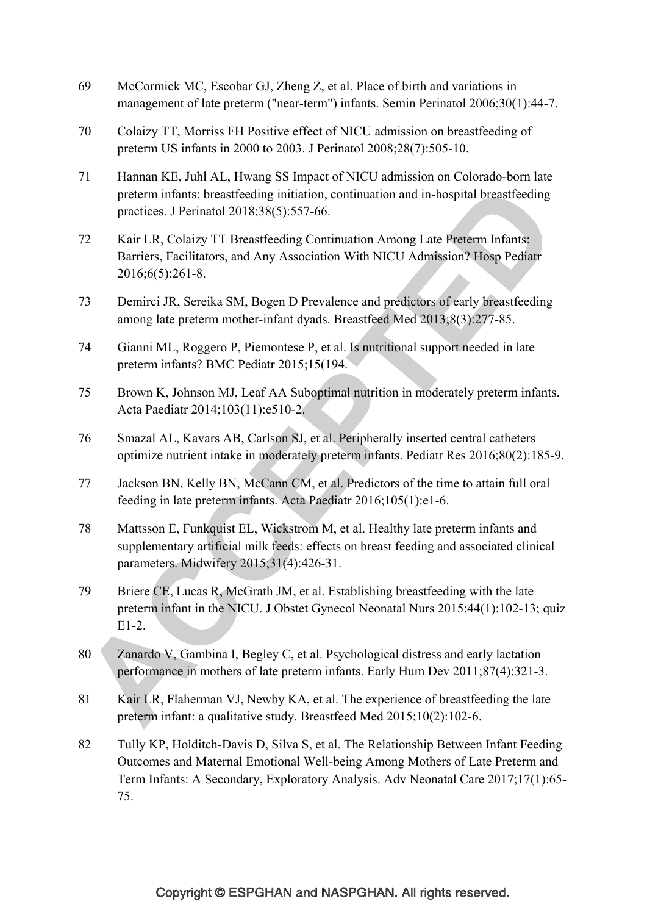69 McCormick MC, Escobar GJ, Zheng Z, et al. Place of birth and variations in management of late preterm ("near-term") infants. Semin Perinatol 2006;30(1):44-7.

70 Colaizy TT, Morriss FH Positive effect of NICU admission on breastfeeding of preterm US infants in 2000 to 2003. J Perinatol 2008;28(7):505-10.

71 Hannan KE, Juhl AL, Hwang SS Impact of NICU admission on Colorado-born late preterm infants: breastfeeding initiation, continuation and in-hospital breastfeeding practices. J Perinatol 2018;38(5):557-66.

72 Kair LR, Colaizy TT Breastfeeding Continuation Among Late Preterm Infants: Barriers, Facilitators, and Any Association With NICU Admission? Hosp Pediatr 2016;6(5):261-8.

73 Demirci JR, Sereika SM, Bogen D Prevalence and predictors of early breastfeeding among late preterm mother-infant dyads. Breastfeed Med 2013;8(3):277-85.

74 Gianni ML, Roggero P, Piemontese P, et al. Is nutritional support needed in late preterm infants? BMC Pediatr 2015;15(194.

75 Brown K, Johnson MJ, Leaf AA Suboptimal nutrition in moderately preterm infants. Acta Paediatr 2014;103(11):e510-2.

76 Smazal AL, Kavars AB, Carlson SJ, et al. Peripherally inserted central catheters optimize nutrient intake in moderately preterm infants. Pediatr Res 2016;80(2):185-9.

77 Jackson BN, Kelly BN, McCann CM, et al. Predictors of the time to attain full oral feeding in late preterm infants. Acta Paediatr 2016;105(1):e1-6.

78 Mattsson E, Funkquist EL, Wickstrom M, et al. Healthy late preterm infants and supplementary artificial milk feeds: effects on breast feeding and associated clinical parameters. Midwifery 2015;31(4):426-31.

79 Briere CE, Lucas R, McGrath JM, et al. Establishing breastfeeding with the late preterm infant in the NICU. J Obstet Gynecol Neonatal Nurs 2015;44(1):102-13; quiz E1-2.

80 Zanardo V, Gambina I, Begley C, et al. Psychological distress and early lactation performance in mothers of late preterm infants. Early Hum Dev 2011;87(4):321-3.

81 Kair LR, Flaherman VJ, Newby KA, et al. The experience of breastfeeding the late preterm infant: a qualitative study. Breastfeed Med 2015;10(2):102-6.

82 Tully KP, Holditch-Davis D, Silva S, et al. The Relationship Between Infant Feeding Outcomes and Maternal Emotional Well-being Among Mothers of Late Preterm and Term Infants: A Secondary, Exploratory Analysis. Adv Neonatal Care 2017;17(1):65-75.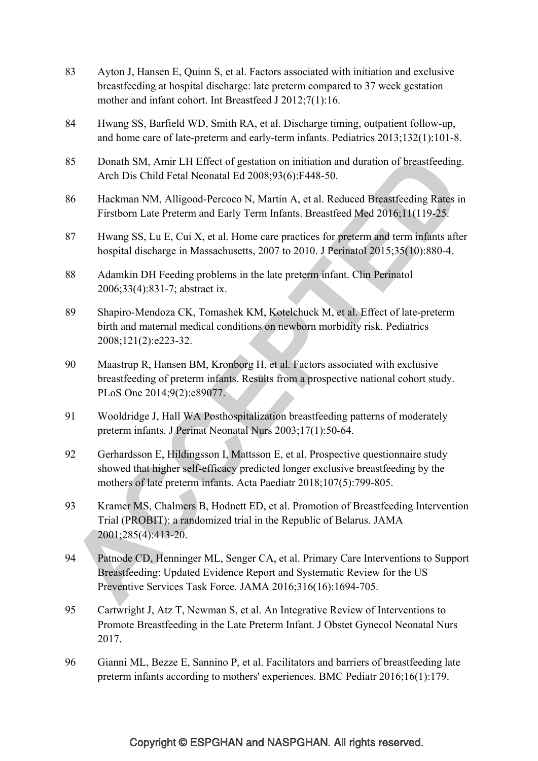83 Ayton J, Hansen E, Quinn S, et al. Factors associated with initiation and exclusive breastfeeding at hospital discharge: late preterm compared to 37 week gestation mother and infant cohort. Int Breastfeed J 2012;7(1):16.

84 Hwang SS, Barfield WD, Smith RA, et al. Discharge timing, outpatient follow-up, and home care of late-preterm and early-term infants. Pediatrics 2013;132(1):101-8.

85 Donath SM, Amir LH Effect of gestation on initiation and duration of breastfeeding. Arch Dis Child Fetal Neonatal Ed 2008;93(6):F448-50.

86 Hackman NM, Alligood-Percoco N, Martin A, et al. Reduced Breastfeeding Rates in Firstborn Late Preterm and Early Term Infants. Breastfeed Med 2016;11(119-25.

87 Hwang SS, Lu E, Cui X, et al. Home care practices for preterm and term infants after hospital discharge in Massachusetts, 2007 to 2010. J Perinatol 2015;35(10):880-4.

88 Adamkin DH Feeding problems in the late preterm infant. Clin Perinatol 2006;33(4):831-7; abstract ix.

89 Shapiro-Mendoza CK, Tomashek KM, Kotelchuck M, et al. Effect of late-preterm birth and maternal medical conditions on newborn morbidity risk. Pediatrics 2008;121(2):e223-32.

90 Maastrup R, Hansen BM, Kronborg H, et al. Factors associated with exclusive breastfeeding of preterm infants. Results from a prospective national cohort study. PLoS One 2014;9(2):e89077.

91 Wooldridge J, Hall WA Posthospitalization breastfeeding patterns of moderately preterm infants. J Perinat Neonatal Nurs 2003;17(1):50-64.

92 Gerhardsson E, Hildingsson I, Mattsson E, et al. Prospective questionnaire study showed that higher self-efficacy predicted longer exclusive breastfeeding by the mothers of late preterm infants. Acta Paediatr 2018;107(5):799-805.

93 Kramer MS, Chalmers B, Hodnett ED, et al. Promotion of Breastfeeding Intervention Trial (PROBIT): a randomized trial in the Republic of Belarus. JAMA 2001;285(4):413-20.

94 Patnode CD, Henninger ML, Senger CA, et al. Primary Care Interventions to Support Breastfeeding: Updated Evidence Report and Systematic Review for the US Preventive Services Task Force. JAMA 2016;316(16):1694-705.

95 Cartwright J, Atz T, Newman S, et al. An Integrative Review of Interventions to Promote Breastfeeding in the Late Preterm Infant. J Obstet Gynecol Neonatal Nurs 2017.

96 Gianni ML, Bezze E, Sannino P, et al. Facilitators and barriers of breastfeeding late preterm infants according to mothers' experiences. BMC Pediatr 2016;16(1):179.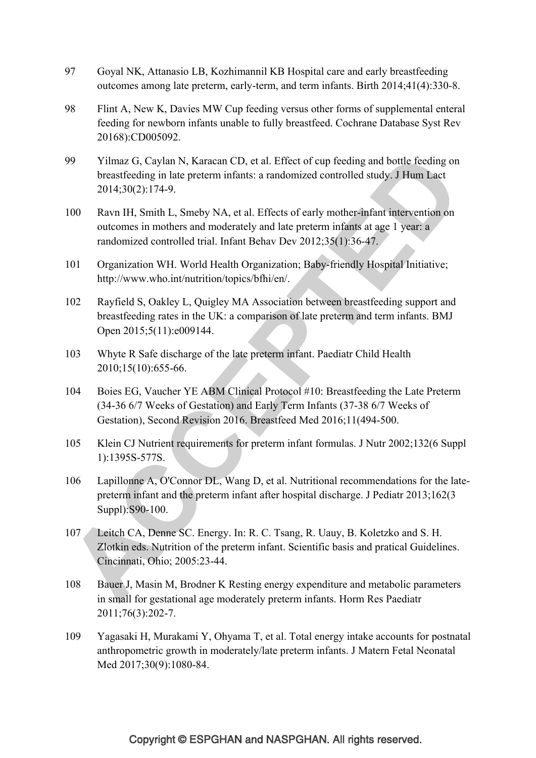97 Goyal NK, Attanasio LB, Kozhimannil KB Hospital care and early breastfeeding outcomes among late preterm, early-term, and term infants. Birth 2014;41(4):330-8.

98 Flint A, New K, Davies MW Cup feeding versus other forms of supplemental enteral feeding for newborn infants unable to fully breastfeed. Cochrane Database Syst Rev 20168):CD005092.

99 Yilmaz G, Caylan N, Karacan CD, et al. Effect of cup feeding and bottle feeding on breastfeeding in late preterm infants: a randomized controlled study. J Hum Lact 2014;30(2):174-9.

100 Ravn IH, Smith L, Smeby NA, et al. Effects of early mother-infant intervention on outcomes in mothers and moderately and late preterm infants at age 1 year: a randomized controlled trial. Infant Behav Dev 2012;35(1):36-47.

101 Organization WH. World Health Organization; Baby-friendly Hospital Initiative; http://www.who.int/nutrition/topics/bfhi/en/.

102 Rayfield S, Oakley L, Quigley MA Association between breastfeeding support and breastfeeding rates in the UK: a comparison of late preterm and term infants. BMJ Open 2015;5(11):e009144.

103 Whyte R Safe discharge of the late preterm infant. Paediatr Child Health 2010;15(10):655-66.

104 Boies EG, Vaucher YE ABM Clinical Protocol #10: Breastfeeding the Late Preterm (34-36 6/7 Weeks of Gestation) and Early Term Infants (37-38 6/7 Weeks of Gestation), Second Revision 2016. Breastfeed Med 2016;11(494-500.

105 Klein CJ Nutrient requirements for preterm infant formulas. J Nutr 2002;132(6 Suppl 1):1395S-577S.

106 Lapillonne A, O'Connor DL, Wang D, et al. Nutritional recommendations for the late-preterm infant and the preterm infant after hospital discharge. J Pediatr 2013;162(3 Suppl):S90-100.

107 Leitch CA, Denne SC. Energy. In: R. C. Tsang, R. Uauy, B. Koletzko and S. H. Zlotkin eds. Nutrition of the preterm infant. Scientific basis and pratical Guidelines. Cincinnati, Ohio; 2005:23-44.

108 Bauer J, Masin M, Brodner K Resting energy expenditure and metabolic parameters in small for gestational age moderately preterm infants. Horm Res Paediatr 2011;76(3):202-7.

109 Yagasaki H, Murakami Y, Ohyama T, et al. Total energy intake accounts for postnatal anthropometric growth in moderately/late preterm infants. J Matern Fetal Neonatal Med 2017;30(9):1080-84.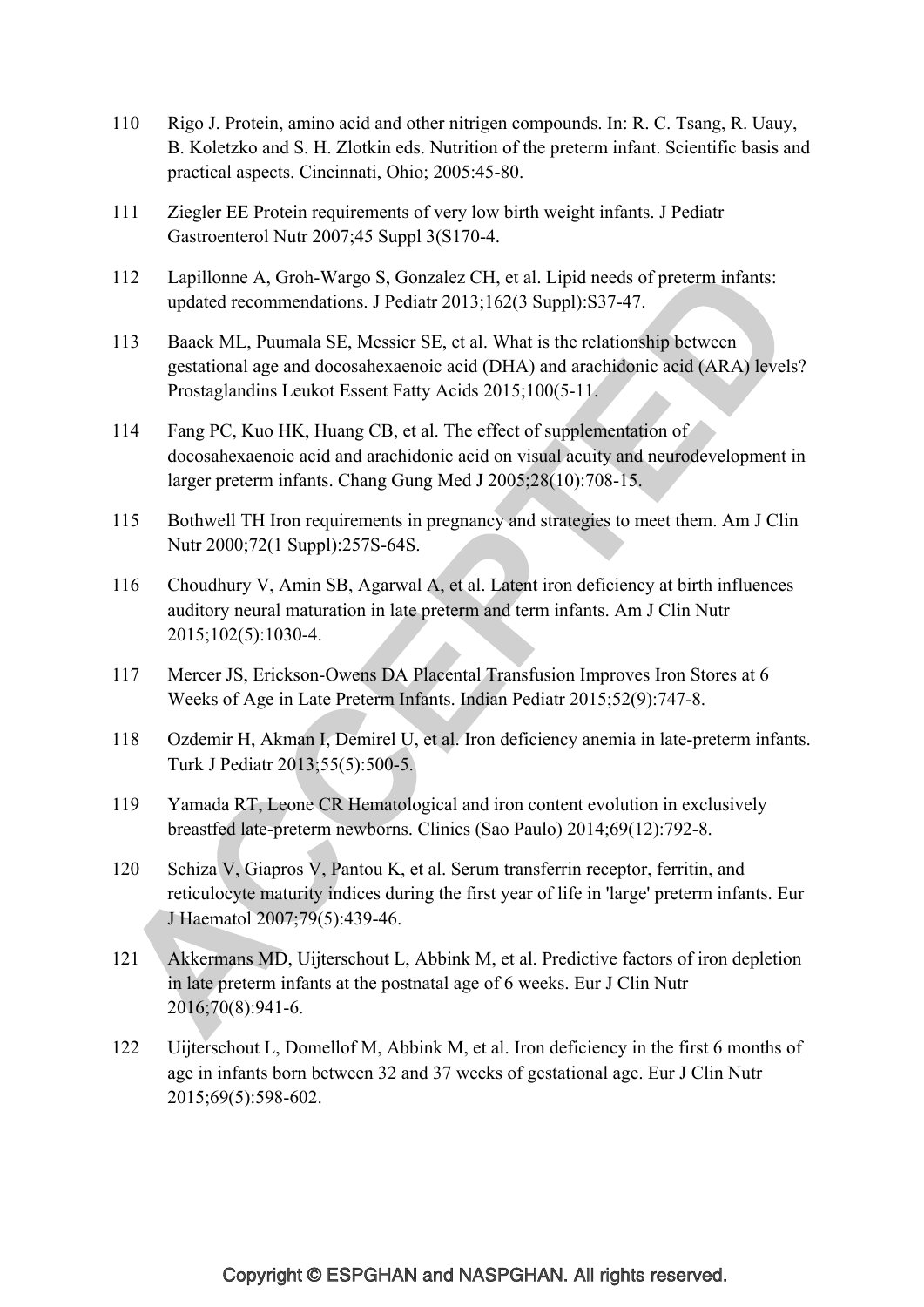110 Rigo J. Protein, amino acid and other nitrigen compounds. In: R. C. Tsang, R. Uauy, B. Koletzko and S. H. Zlotkin eds. Nutrition of the preterm infant. Scientific basis and practical aspects. Cincinnati, Ohio; 2005:45-80.

111 Ziegler EE Protein requirements of very low birth weight infants. J Pediatr Gastroenterol Nutr 2007;45 Suppl 3(S170-4.

112 Lapillonne A, Groh-Wargo S, Gonzalez CH, et al. Lipid needs of preterm infants: updated recommendations. J Pediatr 2013;162(3 Suppl):S37-47.

113 Baack ML, Puumala SE, Messier SE, et al. What is the relationship between gestational age and docosahexaenoic acid (DHA) and arachidonic acid (ARA) levels? Prostaglandins Leukot Essent Fatty Acids 2015;100(5-11.

114 Fang PC, Kuo HK, Huang CB, et al. The effect of supplementation of docosahexaenoic acid and arachidonic acid on visual acuity and neurodevelopment in larger preterm infants. Chang Gung Med J 2005;28(10):708-15.

115 Bothwell TH Iron requirements in pregnancy and strategies to meet them. Am J Clin Nutr 2000;72(1 Suppl):257S-64S.

116 Choudhury V, Amin SB, Agarwal A, et al. Latent iron deficiency at birth influences auditory neural maturation in late preterm and term infants. Am J Clin Nutr 2015;102(5):1030-4.

117 Mercer JS, Erickson-Owens DA Placental Transfusion Improves Iron Stores at 6 Weeks of Age in Late Preterm Infants. Indian Pediatr 2015;52(9):747-8.

118 Ozdemir H, Akman I, Demirel U, et al. Iron deficiency anemia in late-preterm infants. Turk J Pediatr 2013;55(5):500-5.

119 Yamada RT, Leone CR Hematological and iron content evolution in exclusively breastfed late-preterm newborns. Clinics (Sao Paulo) 2014;69(12):792-8.

120 Schiza V, Giapros V, Pantou K, et al. Serum transferrin receptor, ferritin, and reticulocyte maturity indices during the first year of life in 'large' preterm infants. Eur J Haematol 2007;79(5):439-46.

121 Akkermans MD, Uijterschout L, Abbink M, et al. Predictive factors of iron depletion in late preterm infants at the postnatal age of 6 weeks. Eur J Clin Nutr 2016;70(8):941-6.

122 Uijterschout L, Domellof M, Abbink M, et al. Iron deficiency in the first 6 months of age in infants born between 32 and 37 weeks of gestational age. Eur J Clin Nutr 2015;69(5):598-602.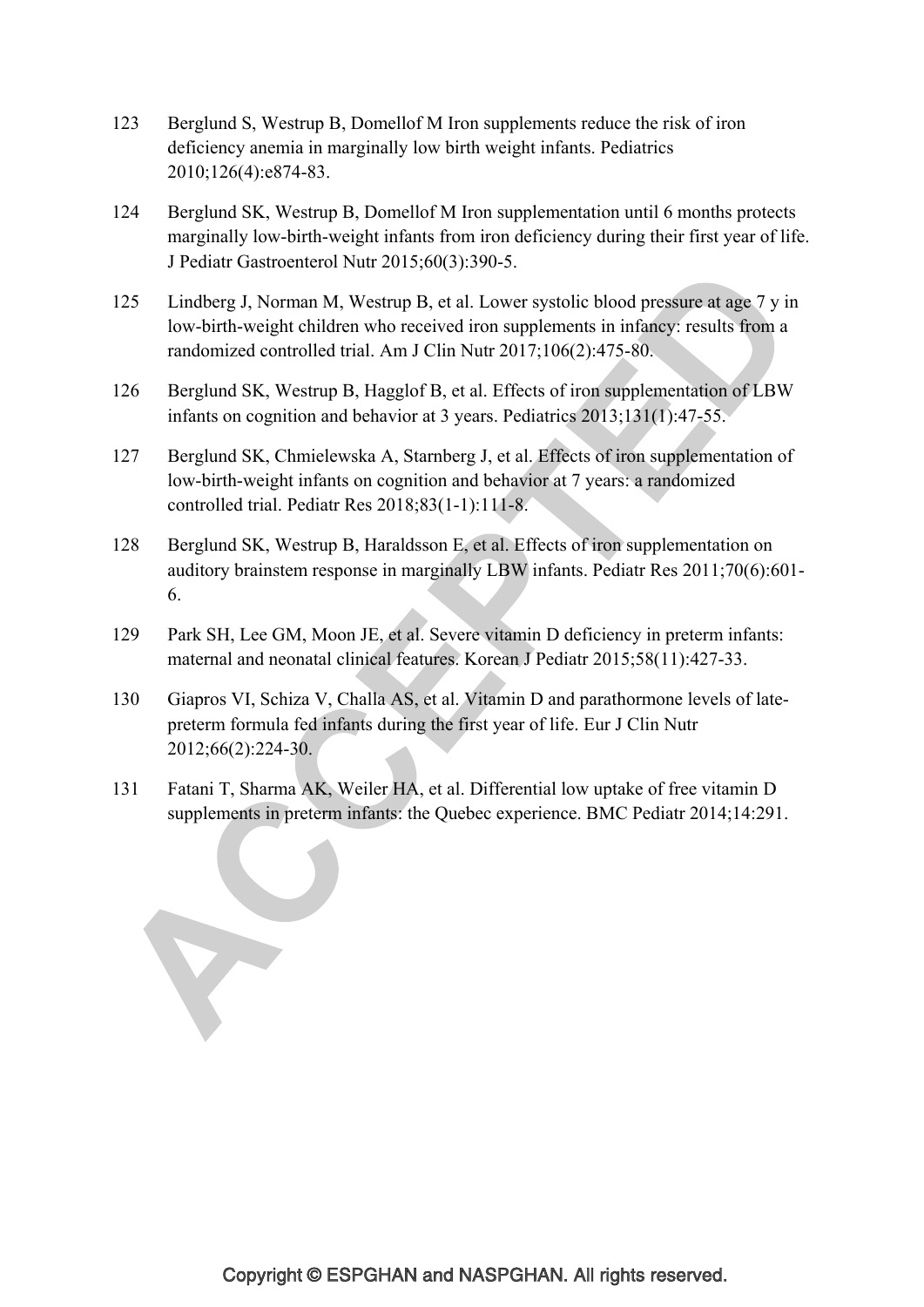123 Berglund S, Westrup B, Domellof M Iron supplements reduce the risk of iron deficiency anemia in marginally low birth weight infants. Pediatrics 2010;126(4):e874-83.

124 Berglund SK, Westrup B, Domellof M Iron supplementation until 6 months protects marginally low-birth-weight infants from iron deficiency during their first year of life. J Pediatr Gastroenterol Nutr 2015;60(3):390-5.

125 Lindberg J, Norman M, Westrup B, et al. Lower systolic blood pressure at age 7 y in low-birth-weight children who received iron supplements in infancy: results from a randomized controlled trial. Am J Clin Nutr 2017;106(2):475-80.

126 Berglund SK, Westrup B, Hagglof B, et al. Effects of iron supplementation of LBW infants on cognition and behavior at 3 years. Pediatrics 2013;131(1):47-55.

127 Berglund SK, Chmielewska A, Starnberg J, et al. Effects of iron supplementation of low-birth-weight infants on cognition and behavior at 7 years: a randomized controlled trial. Pediatr Res 2018;83(1-1):111-8.

128 Berglund SK, Westrup B, Haraldsson E, et al. Effects of iron supplementation on auditory brainstem response in marginally LBW infants. Pediatr Res 2011;70(6):601-6.

129 Park SH, Lee GM, Moon JE, et al. Severe vitamin D deficiency in preterm infants: maternal and neonatal clinical features. Korean J Pediatr 2015;58(11):427-33.

130 Giapros VI, Schiza V, Challa AS, et al. Vitamin D and parathormone levels of late-preterm formula fed infants during the first year of life. Eur J Clin Nutr 2012;66(2):224-30.

131 Fatani T, Sharma AK, Weiler HA, et al. Differential low uptake of free vitamin D supplements in preterm infants: the Quebec experience. BMC Pediatr 2014;14:291.